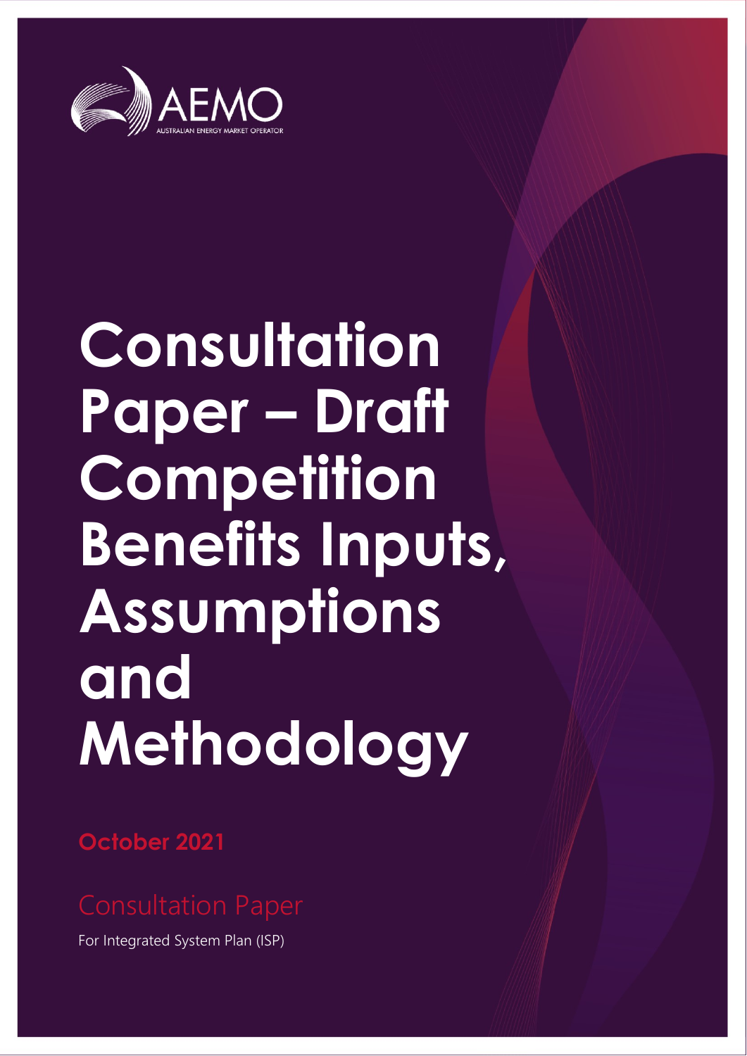AEMO

AUSTRALIAN ENERGY MARKET OPERATOR

# Consultation Paper – Draft Competition Benefits Inputs, Assumptions and Methodology

**October 2021**

## Consultation Paper

For Integrated System Plan (ISP)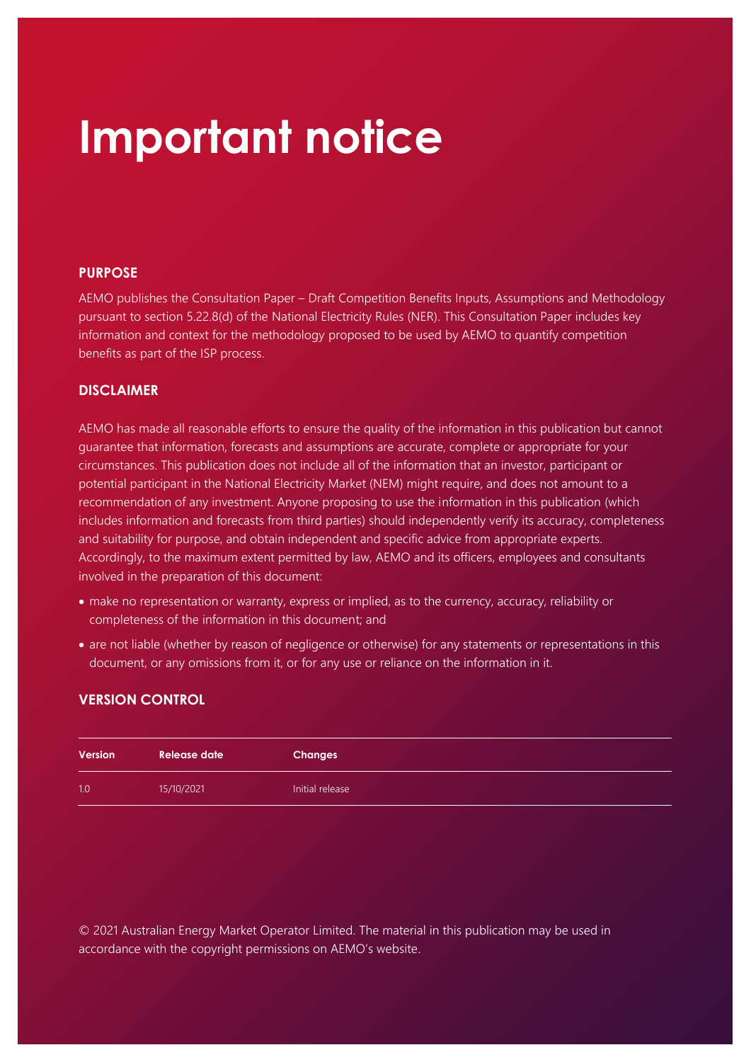# Important notice

## PURPOSE

AEMO publishes the Consultation Paper – Draft Competition Benefits Inputs, Assumptions and Methodology pursuant to section 5.22.8(d) of the National Electricity Rules (NER). This Consultation Paper includes key information and context for the methodology proposed to be used by AEMO to quantify competition benefits as part of the ISP process.

## DISCLAIMER

AEMO has made all reasonable efforts to ensure the quality of the information in this publication but cannot guarantee that information, forecasts and assumptions are accurate, complete or appropriate for your circumstances. This publication does not include all of the information that an investor, participant or potential participant in the National Electricity Market (NEM) might require, and does not amount to a recommendation of any investment. Anyone proposing to use the information in this publication (which includes information and forecasts from third parties) should independently verify its accuracy, completeness and suitability for purpose, and obtain independent and specific advice from appropriate experts. Accordingly, to the maximum extent permitted by law, AEMO and its officers, employees and consultants involved in the preparation of this document:

- make no representation or warranty, express or implied, as to the currency, accuracy, reliability or completeness of the information in this document; and
- are not liable (whether by reason of negligence or otherwise) for any statements or representations in this document, or any omissions from it, or for any use or reliance on the information in it.

## VERSION CONTROL

| Version | Release date | Changes |
|---|---|---|
| 1.0 | 15/10/2021 | Initial release |

© 2021 Australian Energy Market Operator Limited. The material in this publication may be used in accordance with the copyright permissions on AEMO's website.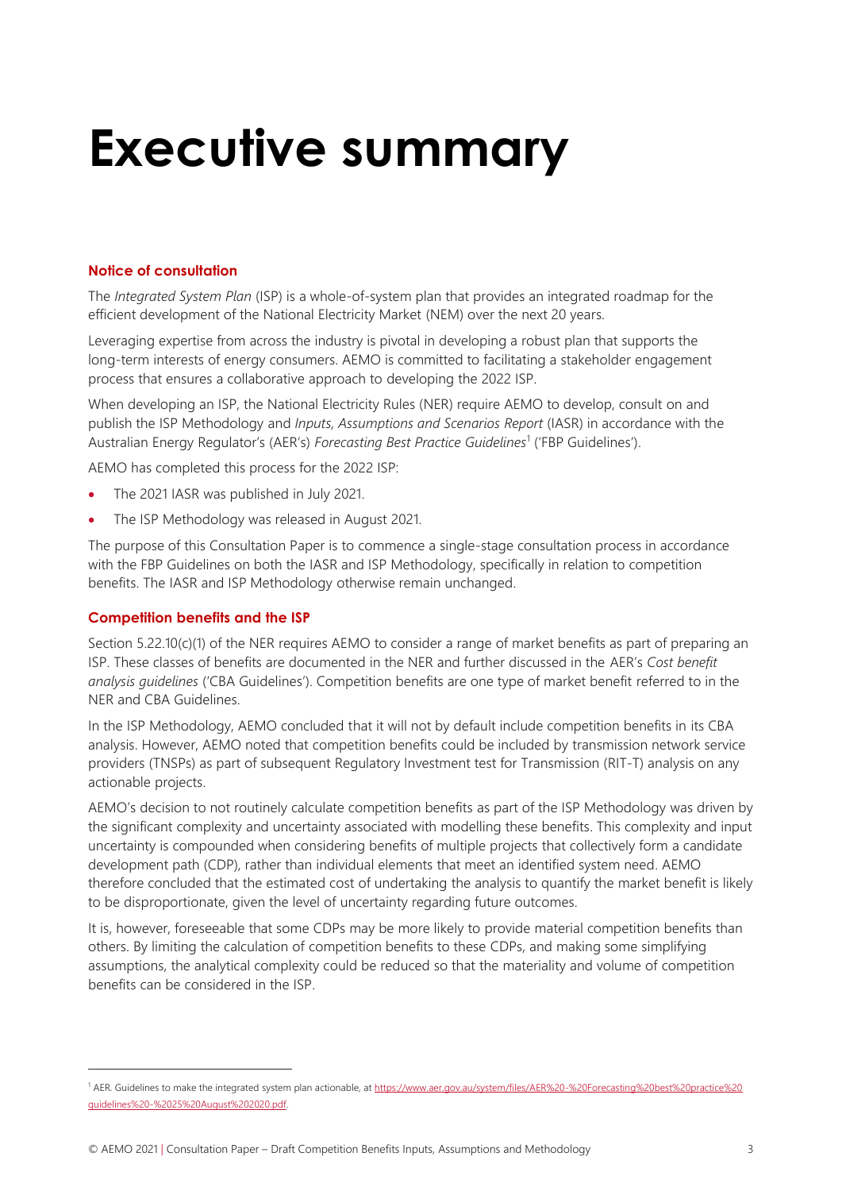# Executive summary

### Notice of consultation

The *Integrated System Plan* (ISP) is a whole-of-system plan that provides an integrated roadmap for the efficient development of the National Electricity Market (NEM) over the next 20 years.

Leveraging expertise from across the industry is pivotal in developing a robust plan that supports the long-term interests of energy consumers. AEMO is committed to facilitating a stakeholder engagement process that ensures a collaborative approach to developing the 2022 ISP.

When developing an ISP, the National Electricity Rules (NER) require AEMO to develop, consult on and publish the ISP Methodology and *Inputs, Assumptions and Scenarios Report* (IASR) in accordance with the Australian Energy Regulator's (AER's) *Forecasting Best Practice Guidelines*[1] ('FBP Guidelines').

AEMO has completed this process for the 2022 ISP:

- The 2021 IASR was published in July 2021.
- The ISP Methodology was released in August 2021.

The purpose of this Consultation Paper is to commence a single-stage consultation process in accordance with the FBP Guidelines on both the IASR and ISP Methodology, specifically in relation to competition benefits. The IASR and ISP Methodology otherwise remain unchanged.

### Competition benefits and the ISP

Section 5.22.10(c)(1) of the NER requires AEMO to consider a range of market benefits as part of preparing an ISP. These classes of benefits are documented in the NER and further discussed in the AER's *Cost benefit analysis guidelines* ('CBA Guidelines'). Competition benefits are one type of market benefit referred to in the NER and CBA Guidelines.

In the ISP Methodology, AEMO concluded that it will not by default include competition benefits in its CBA analysis. However, AEMO noted that competition benefits could be included by transmission network service providers (TNSPs) as part of subsequent Regulatory Investment test for Transmission (RIT-T) analysis on any actionable projects.

AEMO's decision to not routinely calculate competition benefits as part of the ISP Methodology was driven by the significant complexity and uncertainty associated with modelling these benefits. This complexity and input uncertainty is compounded when considering benefits of multiple projects that collectively form a candidate development path (CDP), rather than individual elements that meet an identified system need. AEMO therefore concluded that the estimated cost of undertaking the analysis to quantify the market benefit is likely to be disproportionate, given the level of uncertainty regarding future outcomes.

It is, however, foreseeable that some CDPs may be more likely to provide material competition benefits than others. By limiting the calculation of competition benefits to these CDPs, and making some simplifying assumptions, the analytical complexity could be reduced so that the materiality and volume of competition benefits can be considered in the ISP.

[1] AER. Guidelines to make the integrated system plan actionable, at https://www.aer.gov.au/system/files/AER%20-%20Forecasting%20best%20practice%20guidelines%20-%2025%20August%202020.pdf.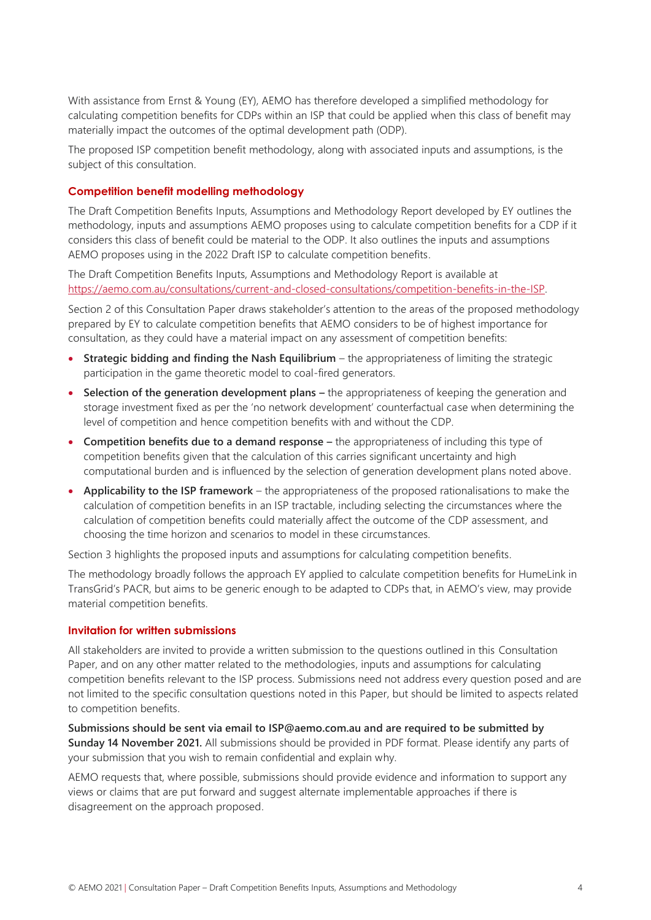With assistance from Ernst & Young (EY), AEMO has therefore developed a simplified methodology for calculating competition benefits for CDPs within an ISP that could be applied when this class of benefit may materially impact the outcomes of the optimal development path (ODP).

The proposed ISP competition benefit methodology, along with associated inputs and assumptions, is the subject of this consultation.

### Competition benefit modelling methodology

The Draft Competition Benefits Inputs, Assumptions and Methodology Report developed by EY outlines the methodology, inputs and assumptions AEMO proposes using to calculate competition benefits for a CDP if it considers this class of benefit could be material to the ODP. It also outlines the inputs and assumptions AEMO proposes using in the 2022 Draft ISP to calculate competition benefits.

The Draft Competition Benefits Inputs, Assumptions and Methodology Report is available at https://aemo.com.au/consultations/current-and-closed-consultations/competition-benefits-in-the-ISP.

Section 2 of this Consultation Paper draws stakeholder's attention to the areas of the proposed methodology prepared by EY to calculate competition benefits that AEMO considers to be of highest importance for consultation, as they could have a material impact on any assessment of competition benefits:

- **Strategic bidding and finding the Nash Equilibrium** – the appropriateness of limiting the strategic participation in the game theoretic model to coal-fired generators.
- **Selection of the generation development plans –** the appropriateness of keeping the generation and storage investment fixed as per the 'no network development' counterfactual case when determining the level of competition and hence competition benefits with and without the CDP.
- **Competition benefits due to a demand response –** the appropriateness of including this type of competition benefits given that the calculation of this carries significant uncertainty and high computational burden and is influenced by the selection of generation development plans noted above.
- **Applicability to the ISP framework** – the appropriateness of the proposed rationalisations to make the calculation of competition benefits in an ISP tractable, including selecting the circumstances where the calculation of competition benefits could materially affect the outcome of the CDP assessment, and choosing the time horizon and scenarios to model in these circumstances.

Section 3 highlights the proposed inputs and assumptions for calculating competition benefits.

The methodology broadly follows the approach EY applied to calculate competition benefits for HumeLink in TransGrid's PACR, but aims to be generic enough to be adapted to CDPs that, in AEMO's view, may provide material competition benefits.

### Invitation for written submissions

All stakeholders are invited to provide a written submission to the questions outlined in this Consultation Paper, and on any other matter related to the methodologies, inputs and assumptions for calculating competition benefits relevant to the ISP process. Submissions need not address every question posed and are not limited to the specific consultation questions noted in this Paper, but should be limited to aspects related to competition benefits.

**Submissions should be sent via email to ISP@aemo.com.au and are required to be submitted by Sunday 14 November 2021.** All submissions should be provided in PDF format. Please identify any parts of your submission that you wish to remain confidential and explain why.

AEMO requests that, where possible, submissions should provide evidence and information to support any views or claims that are put forward and suggest alternate implementable approaches if there is disagreement on the approach proposed.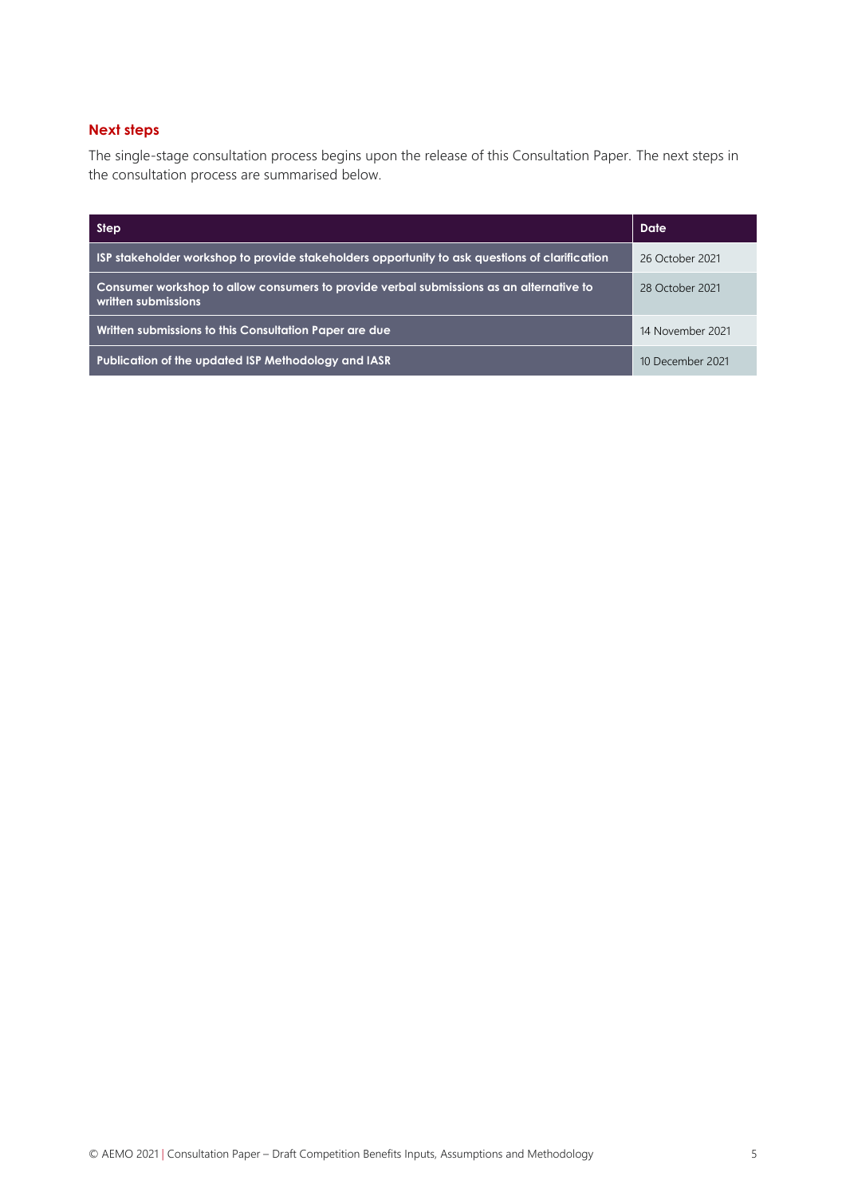## Next steps

The single-stage consultation process begins upon the release of this Consultation Paper. The next steps in the consultation process are summarised below.

| Step | Date |
|---|---|
| **ISP stakeholder workshop to provide stakeholders opportunity to ask questions of clarification** | 26 October 2021 |
| **Consumer workshop to allow consumers to provide verbal submissions as an alternative to written submissions** | 28 October 2021 |
| **Written submissions to this Consultation Paper are due** | 14 November 2021 |
| **Publication of the updated ISP Methodology and IASR** | 10 December 2021 |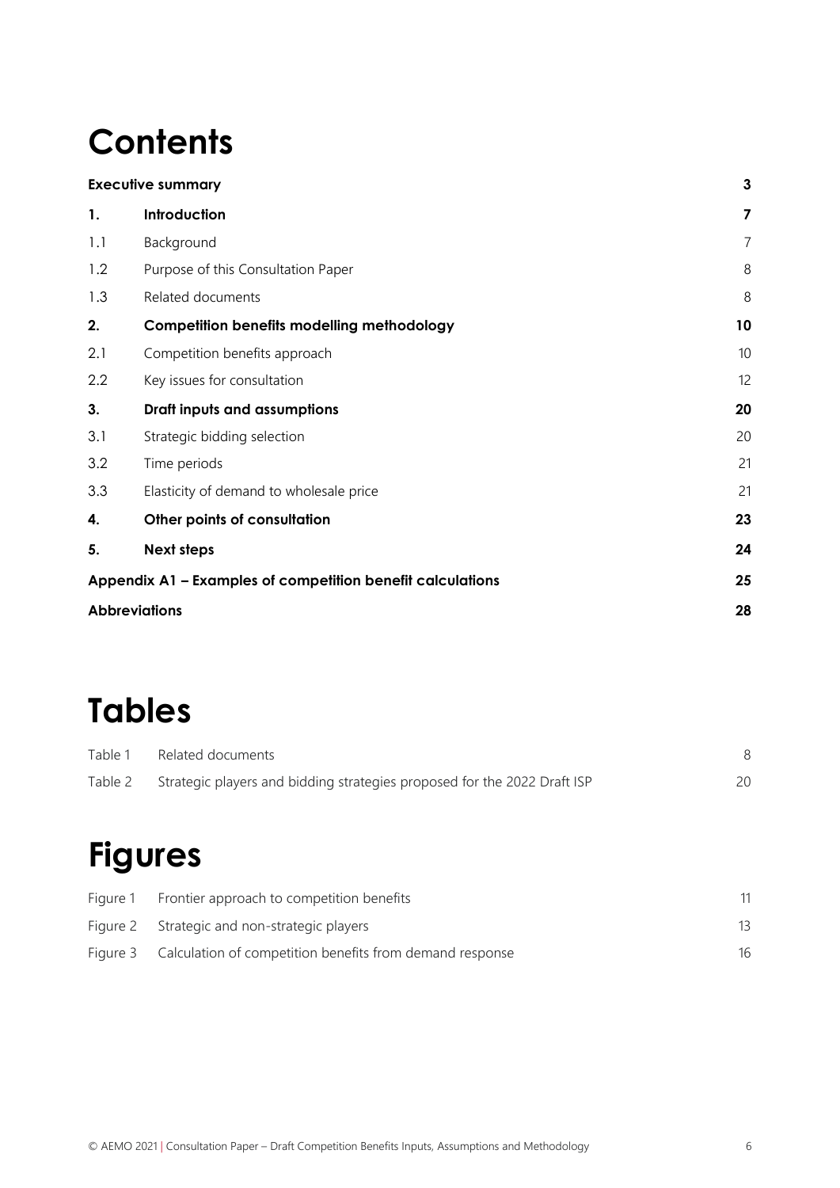# Contents

| | | |
|---|---|---|
| **Executive summary** | | **3** |
| **1.** | **Introduction** | **7** |
| 1.1 | Background | 7 |
| 1.2 | Purpose of this Consultation Paper | 8 |
| 1.3 | Related documents | 8 |
| **2.** | **Competition benefits modelling methodology** | **10** |
| 2.1 | Competition benefits approach | 10 |
| 2.2 | Key issues for consultation | 12 |
| **3.** | **Draft inputs and assumptions** | **20** |
| 3.1 | Strategic bidding selection | 20 |
| 3.2 | Time periods | 21 |
| 3.3 | Elasticity of demand to wholesale price | 21 |
| **4.** | **Other points of consultation** | **23** |
| **5.** | **Next steps** | **24** |
| **Appendix A1 – Examples of competition benefit calculations** | | **25** |
| **Abbreviations** | | **28** |

# Tables

| | | |
|---|---|---|
| Table 1 | Related documents | 8 |
| Table 2 | Strategic players and bidding strategies proposed for the 2022 Draft ISP | 20 |

# Figures

| | | |
|---|---|---|
| Figure 1 | Frontier approach to competition benefits | 11 |
| Figure 2 | Strategic and non-strategic players | 13 |
| Figure 3 | Calculation of competition benefits from demand response | 16 |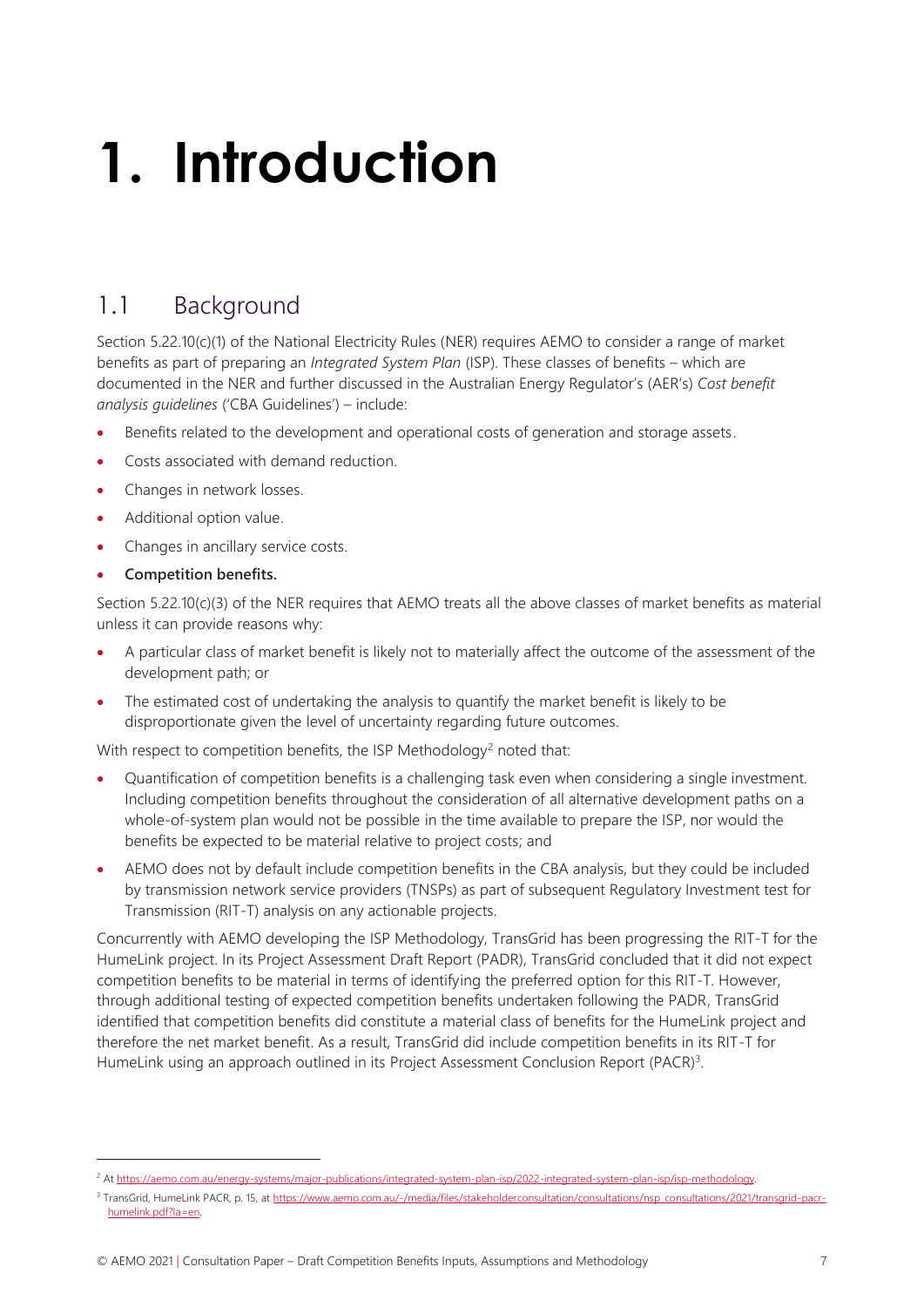# 1. Introduction

## 1.1 Background

Section 5.22.10(c)(1) of the National Electricity Rules (NER) requires AEMO to consider a range of market benefits as part of preparing an *Integrated System Plan* (ISP). These classes of benefits – which are documented in the NER and further discussed in the Australian Energy Regulator's (AER's) *Cost benefit analysis guidelines* ('CBA Guidelines') – include:

- Benefits related to the development and operational costs of generation and storage assets.
- Costs associated with demand reduction.
- Changes in network losses.
- Additional option value.
- Changes in ancillary service costs.
- **Competition benefits.**

Section 5.22.10(c)(3) of the NER requires that AEMO treats all the above classes of market benefits as material unless it can provide reasons why:

- A particular class of market benefit is likely not to materially affect the outcome of the assessment of the development path; or
- The estimated cost of undertaking the analysis to quantify the market benefit is likely to be disproportionate given the level of uncertainty regarding future outcomes.

With respect to competition benefits, the ISP Methodology[2] noted that:

- Quantification of competition benefits is a challenging task even when considering a single investment. Including competition benefits throughout the consideration of all alternative development paths on a whole-of-system plan would not be possible in the time available to prepare the ISP, nor would the benefits be expected to be material relative to project costs; and
- AEMO does not by default include competition benefits in the CBA analysis, but they could be included by transmission network service providers (TNSPs) as part of subsequent Regulatory Investment test for Transmission (RIT-T) analysis on any actionable projects.

Concurrently with AEMO developing the ISP Methodology, TransGrid has been progressing the RIT-T for the HumeLink project. In its Project Assessment Draft Report (PADR), TransGrid concluded that it did not expect competition benefits to be material in terms of identifying the preferred option for this RIT-T. However, through additional testing of expected competition benefits undertaken following the PADR, TransGrid identified that competition benefits did constitute a material class of benefits for the HumeLink project and therefore the net market benefit. As a result, TransGrid did include competition benefits in its RIT-T for HumeLink using an approach outlined in its Project Assessment Conclusion Report (PACR)[3].

---

[2] At https://aemo.com.au/energy-systems/major-publications/integrated-system-plan-isp/2022-integrated-system-plan-isp/isp-methodology.

[3] TransGrid, HumeLink PACR, p. 15, at https://www.aemo.com.au/-/media/files/stakeholderconsultation/consultations/nsp_consultations/2021/transgrid-pacr-humelink.pdf?la=en.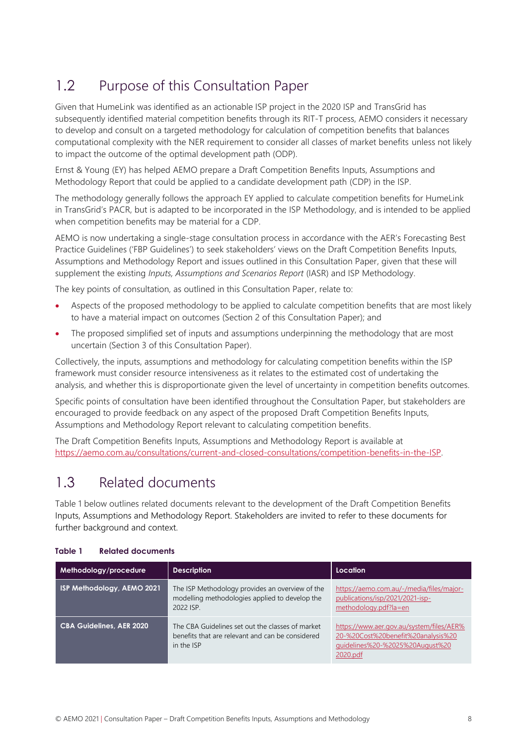## 1.2 Purpose of this Consultation Paper

Given that HumeLink was identified as an actionable ISP project in the 2020 ISP and TransGrid has subsequently identified material competition benefits through its RIT-T process, AEMO considers it necessary to develop and consult on a targeted methodology for calculation of competition benefits that balances computational complexity with the NER requirement to consider all classes of market benefits unless not likely to impact the outcome of the optimal development path (ODP).

Ernst & Young (EY) has helped AEMO prepare a Draft Competition Benefits Inputs, Assumptions and Methodology Report that could be applied to a candidate development path (CDP) in the ISP.

The methodology generally follows the approach EY applied to calculate competition benefits for HumeLink in TransGrid's PACR, but is adapted to be incorporated in the ISP Methodology, and is intended to be applied when competition benefits may be material for a CDP.

AEMO is now undertaking a single-stage consultation process in accordance with the AER's Forecasting Best Practice Guidelines ('FBP Guidelines') to seek stakeholders' views on the Draft Competition Benefits Inputs, Assumptions and Methodology Report and issues outlined in this Consultation Paper, given that these will supplement the existing *Inputs, Assumptions and Scenarios Report* (IASR) and ISP Methodology.

The key points of consultation, as outlined in this Consultation Paper, relate to:

- Aspects of the proposed methodology to be applied to calculate competition benefits that are most likely to have a material impact on outcomes (Section 2 of this Consultation Paper); and
- The proposed simplified set of inputs and assumptions underpinning the methodology that are most uncertain (Section 3 of this Consultation Paper).

Collectively, the inputs, assumptions and methodology for calculating competition benefits within the ISP framework must consider resource intensiveness as it relates to the estimated cost of undertaking the analysis, and whether this is disproportionate given the level of uncertainty in competition benefits outcomes.

Specific points of consultation have been identified throughout the Consultation Paper, but stakeholders are encouraged to provide feedback on any aspect of the proposed Draft Competition Benefits Inputs, Assumptions and Methodology Report relevant to calculating competition benefits.

The Draft Competition Benefits Inputs, Assumptions and Methodology Report is available at https://aemo.com.au/consultations/current-and-closed-consultations/competition-benefits-in-the-ISP.

## 1.3 Related documents

Table 1 below outlines related documents relevant to the development of the Draft Competition Benefits Inputs, Assumptions and Methodology Report. Stakeholders are invited to refer to these documents for further background and context.

**Table 1 Related documents**

| Methodology/procedure | Description | Location |
|---|---|---|
| **ISP Methodology, AEMO 2021** | The ISP Methodology provides an overview of the modelling methodologies applied to develop the 2022 ISP. | https://aemo.com.au/-/media/files/major-publications/isp/2021/2021-isp-methodology.pdf?la=en |
| **CBA Guidelines, AER 2020** | The CBA Guidelines set out the classes of market benefits that are relevant and can be considered in the ISP | https://www.aer.gov.au/system/files/AER%20-%20Cost%20benefit%20analysis%20guidelines%20-%2025%20August%202020.pdf |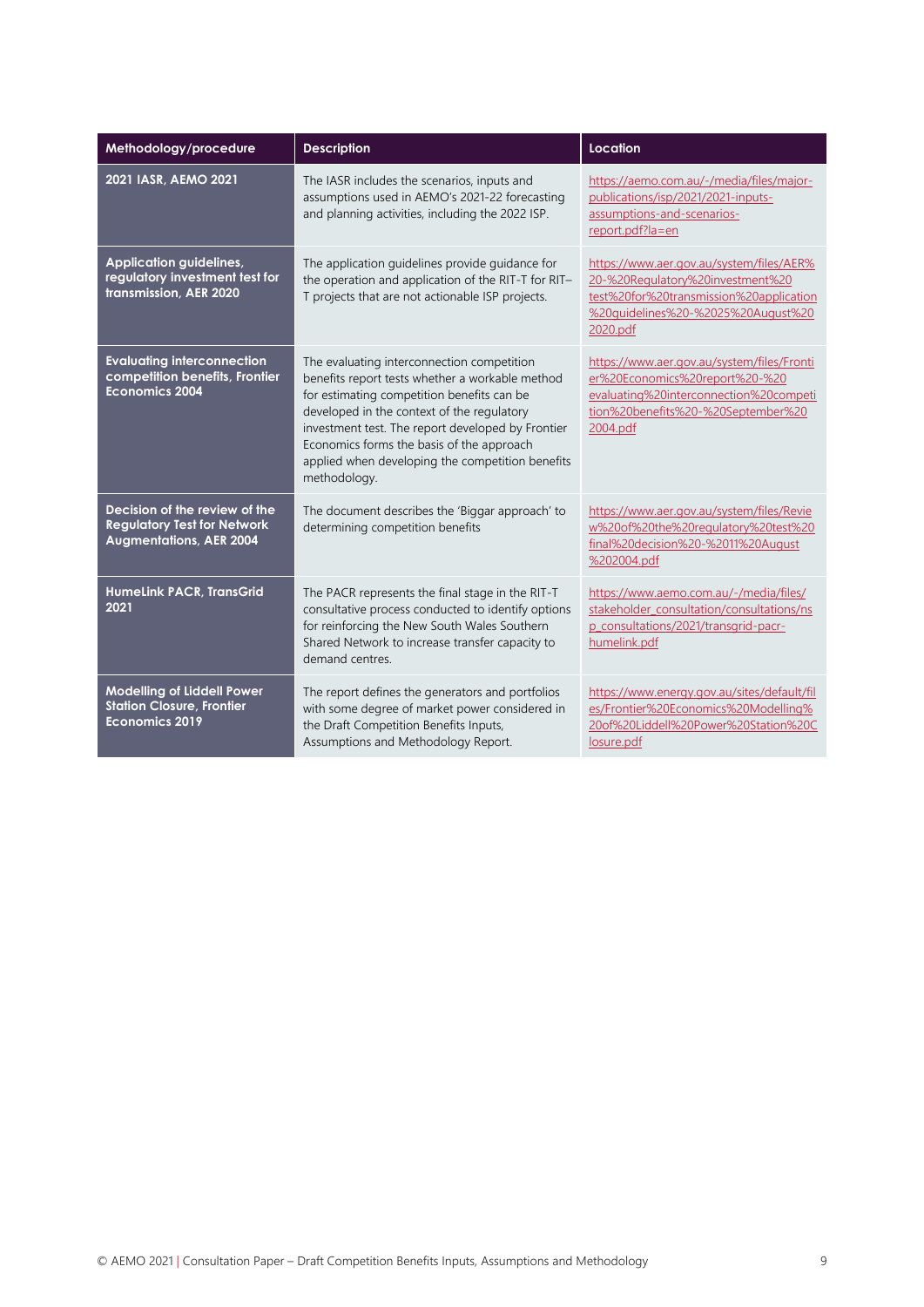| Methodology/procedure | Description | Location |
| --- | --- | --- |
| **2021 IASR, AEMO 2021** | The IASR includes the scenarios, inputs and assumptions used in AEMO's 2021-22 forecasting and planning activities, including the 2022 ISP. | https://aemo.com.au/-/media/files/major-publications/isp/2021/2021-inputs-assumptions-and-scenarios-report.pdf?la=en |
| **Application guidelines, regulatory investment test for transmission, AER 2020** | The application guidelines provide guidance for the operation and application of the RIT-T for RIT–T projects that are not actionable ISP projects. | https://www.aer.gov.au/system/files/AER%20-%20Regulatory%20investment%20test%20for%20transmission%20application%20guidelines%20-%2025%20August%202020.pdf |
| **Evaluating interconnection competition benefits, Frontier Economics 2004** | The evaluating interconnection competition benefits report tests whether a workable method for estimating competition benefits can be developed in the context of the regulatory investment test. The report developed by Frontier Economics forms the basis of the approach applied when developing the competition benefits methodology. | https://www.aer.gov.au/system/files/Frontier%20Economics%20report%20-%20evaluating%20interconnection%20competition%20benefits%20-%20September%202004.pdf |
| **Decision of the review of the Regulatory Test for Network Augmentations, AER 2004** | The document describes the 'Biggar approach' to determining competition benefits | https://www.aer.gov.au/system/files/Review%20of%20the%20regulatory%20test%20final%20decision%20-%2011%20August%202004.pdf |
| **HumeLink PACR, TransGrid 2021** | The PACR represents the final stage in the RIT-T consultative process conducted to identify options for reinforcing the New South Wales Southern Shared Network to increase transfer capacity to demand centres. | https://www.aemo.com.au/-/media/files/stakeholder_consultation/consultations/nsp_consultations/2021/transgrid-pacr-humelink.pdf |
| **Modelling of Liddell Power Station Closure, Frontier Economics 2019** | The report defines the generators and portfolios with some degree of market power considered in the Draft Competition Benefits Inputs, Assumptions and Methodology Report. | https://www.energy.gov.au/sites/default/files/Frontier%20Economics%20Modelling%20of%20Liddell%20Power%20Station%20Closure.pdf |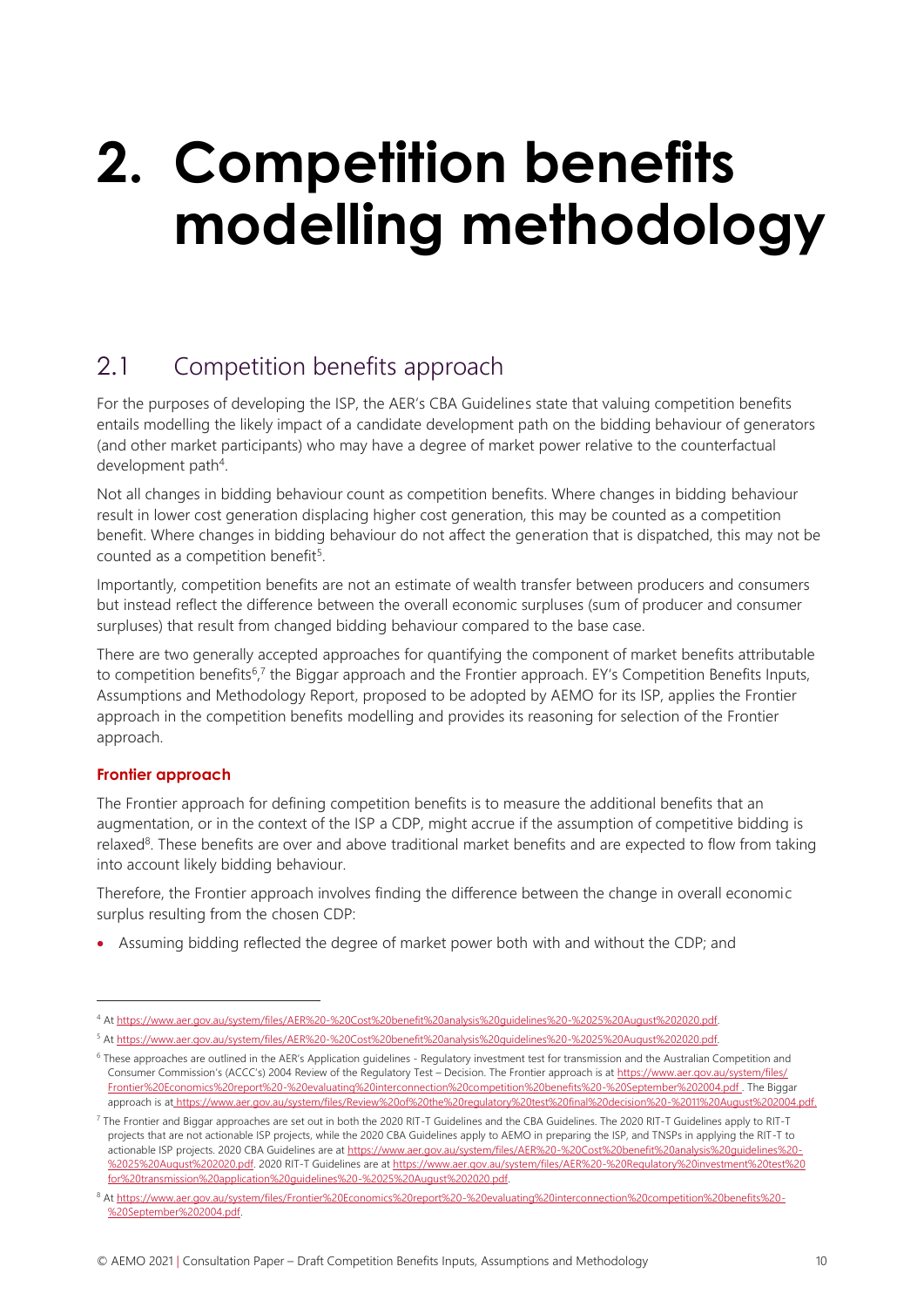// Page 10 of 28; footer omitted.

# 2. Competition benefits modelling methodology

## 2.1 Competition benefits approach

For the purposes of developing the ISP, the AER's CBA Guidelines state that valuing competition benefits entails modelling the likely impact of a candidate development path on the bidding behaviour of generators (and other market participants) who may have a degree of market power relative to the counterfactual development path[4].

Not all changes in bidding behaviour count as competition benefits. Where changes in bidding behaviour result in lower cost generation displacing higher cost generation, this may be counted as a competition benefit. Where changes in bidding behaviour do not affect the generation that is dispatched, this may not be counted as a competition benefit[5].

Importantly, competition benefits are not an estimate of wealth transfer between producers and consumers but instead reflect the difference between the overall economic surpluses (sum of producer and consumer surpluses) that result from changed bidding behaviour compared to the base case.

There are two generally accepted approaches for quantifying the component of market benefits attributable to competition benefits[6],[7] the Biggar approach and the Frontier approach. EY's Competition Benefits Inputs, Assumptions and Methodology Report, proposed to be adopted by AEMO for its ISP, applies the Frontier approach in the competition benefits modelling and provides its reasoning for selection of the Frontier approach.

#### Frontier approach

The Frontier approach for defining competition benefits is to measure the additional benefits that an augmentation, or in the context of the ISP a CDP, might accrue if the assumption of competitive bidding is relaxed[8]. These benefits are over and above traditional market benefits and are expected to flow from taking into account likely bidding behaviour.

Therefore, the Frontier approach involves finding the difference between the change in overall economic surplus resulting from the chosen CDP:

- Assuming bidding reflected the degree of market power both with and without the CDP; and

---

[4] At https://www.aer.gov.au/system/files/AER%20-%20Cost%20benefit%20analysis%20guidelines%20-%2025%20August%202020.pdf.

[5] At https://www.aer.gov.au/system/files/AER%20-%20Cost%20benefit%20analysis%20guidelines%20-%2025%20August%202020.pdf.

[6] These approaches are outlined in the AER's Application guidelines - Regulatory investment test for transmission and the Australian Competition and Consumer Commission's (ACCC's) 2004 Review of the Regulatory Test – Decision. The Frontier approach is at https://www.aer.gov.au/system/files/Frontier%20Economics%20report%20-%20evaluating%20interconnection%20competition%20benefits%20-%20September%202004.pdf . The Biggar approach is at https://www.aer.gov.au/system/files/Review%20of%20the%20regulatory%20test%20final%20decision%20-%2011%20August%202004.pdf.

[7] The Frontier and Biggar approaches are set out in both the 2020 RIT-T Guidelines and the CBA Guidelines. The 2020 RIT-T Guidelines apply to RIT-T projects that are not actionable ISP projects, while the 2020 CBA Guidelines apply to AEMO in preparing the ISP, and TNSPs in applying the RIT-T to actionable ISP projects. 2020 CBA Guidelines are at https://www.aer.gov.au/system/files/AER%20-%20Cost%20benefit%20analysis%20guidelines%20-%2025%20August%202020.pdf. 2020 RIT-T Guidelines are at https://www.aer.gov.au/system/files/AER%20-%20Regulatory%20investment%20test%20for%20transmission%20application%20guidelines%20-%2025%20August%202020.pdf.

[8] At https://www.aer.gov.au/system/files/Frontier%20Economics%20report%20-%20evaluating%20interconnection%20competition%20benefits%20-%20September%202004.pdf.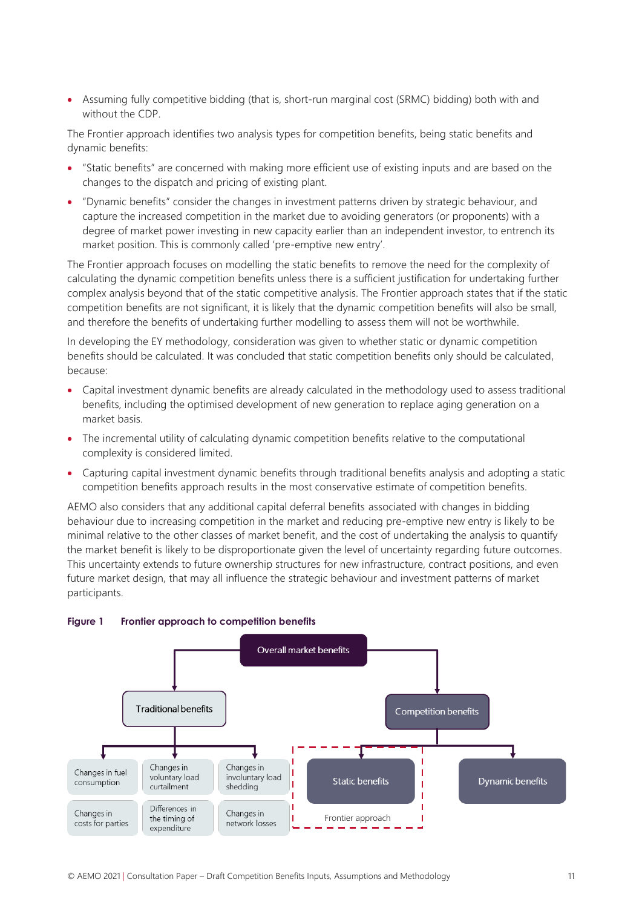- Assuming fully competitive bidding (that is, short-run marginal cost (SRMC) bidding) both with and without the CDP.

The Frontier approach identifies two analysis types for competition benefits, being static benefits and dynamic benefits:

- "Static benefits" are concerned with making more efficient use of existing inputs and are based on the changes to the dispatch and pricing of existing plant.
- "Dynamic benefits" consider the changes in investment patterns driven by strategic behaviour, and capture the increased competition in the market due to avoiding generators (or proponents) with a degree of market power investing in new capacity earlier than an independent investor, to entrench its market position. This is commonly called 'pre-emptive new entry'.

The Frontier approach focuses on modelling the static benefits to remove the need for the complexity of calculating the dynamic competition benefits unless there is a sufficient justification for undertaking further complex analysis beyond that of the static competitive analysis. The Frontier approach states that if the static competition benefits are not significant, it is likely that the dynamic competition benefits will also be small, and therefore the benefits of undertaking further modelling to assess them will not be worthwhile.

In developing the EY methodology, consideration was given to whether static or dynamic competition benefits should be calculated. It was concluded that static competition benefits only should be calculated, because:

- Capital investment dynamic benefits are already calculated in the methodology used to assess traditional benefits, including the optimised development of new generation to replace aging generation on a market basis.
- The incremental utility of calculating dynamic competition benefits relative to the computational complexity is considered limited.
- Capturing capital investment dynamic benefits through traditional benefits analysis and adopting a static competition benefits approach results in the most conservative estimate of competition benefits.

AEMO also considers that any additional capital deferral benefits associated with changes in bidding behaviour due to increasing competition in the market and reducing pre-emptive new entry is likely to be minimal relative to the other classes of market benefit, and the cost of undertaking the analysis to quantify the market benefit is likely to be disproportionate given the level of uncertainty regarding future outcomes. This uncertainty extends to future ownership structures for new infrastructure, contract positions, and even future market design, that may all influence the strategic behaviour and investment patterns of market participants.

**Figure 1 Frontier approach to competition benefits**

- Overall market benefits
  - Traditional benefits
    - Changes in fuel consumption
    - Changes in voluntary load curtailment
    - Changes in involuntary load shedding
    - Changes in costs for parties
    - Differences in the timing of expenditure
    - Changes in network losses
  - Competition benefits
    - Static benefits (Frontier approach)
    - Dynamic benefits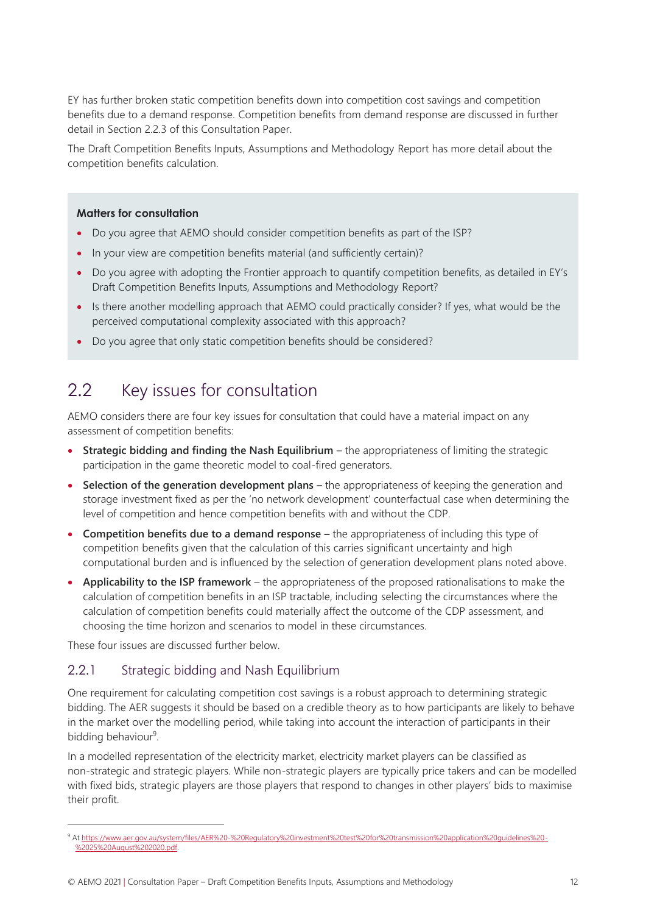EY has further broken static competition benefits down into competition cost savings and competition benefits due to a demand response. Competition benefits from demand response are discussed in further detail in Section 2.2.3 of this Consultation Paper.

The Draft Competition Benefits Inputs, Assumptions and Methodology Report has more detail about the competition benefits calculation.

**Matters for consultation**

- Do you agree that AEMO should consider competition benefits as part of the ISP?
- In your view are competition benefits material (and sufficiently certain)?
- Do you agree with adopting the Frontier approach to quantify competition benefits, as detailed in EY's Draft Competition Benefits Inputs, Assumptions and Methodology Report?
- Is there another modelling approach that AEMO could practically consider? If yes, what would be the perceived computational complexity associated with this approach?
- Do you agree that only static competition benefits should be considered?

## 2.2 Key issues for consultation

AEMO considers there are four key issues for consultation that could have a material impact on any assessment of competition benefits:

- **Strategic bidding and finding the Nash Equilibrium** – the appropriateness of limiting the strategic participation in the game theoretic model to coal-fired generators.
- **Selection of the generation development plans –** the appropriateness of keeping the generation and storage investment fixed as per the 'no network development' counterfactual case when determining the level of competition and hence competition benefits with and without the CDP.
- **Competition benefits due to a demand response –** the appropriateness of including this type of competition benefits given that the calculation of this carries significant uncertainty and high computational burden and is influenced by the selection of generation development plans noted above.
- **Applicability to the ISP framework** – the appropriateness of the proposed rationalisations to make the calculation of competition benefits in an ISP tractable, including selecting the circumstances where the calculation of competition benefits could materially affect the outcome of the CDP assessment, and choosing the time horizon and scenarios to model in these circumstances.

These four issues are discussed further below.

### 2.2.1 Strategic bidding and Nash Equilibrium

One requirement for calculating competition cost savings is a robust approach to determining strategic bidding. The AER suggests it should be based on a credible theory as to how participants are likely to behave in the market over the modelling period, while taking into account the interaction of participants in their bidding behaviour[9].

In a modelled representation of the electricity market, electricity market players can be classified as non-strategic and strategic players. While non-strategic players are typically price takers and can be modelled with fixed bids, strategic players are those players that respond to changes in other players' bids to maximise their profit.

[9] At https://www.aer.gov.au/system/files/AER%20-%20Regulatory%20investment%20test%20for%20transmission%20application%20guidelines%20-%2025%20August%202020.pdf.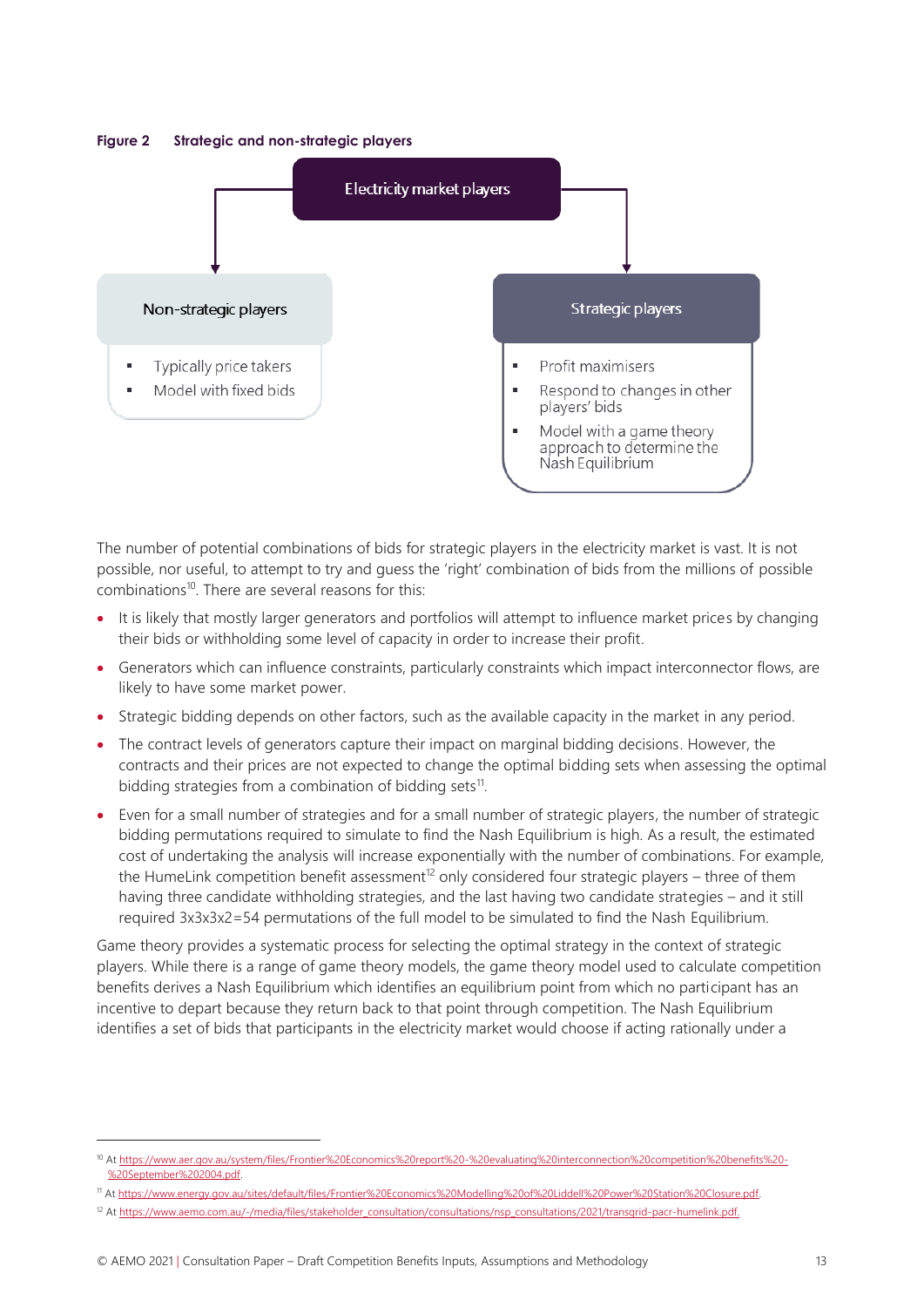**Figure 2 Strategic and non-strategic players**

Electricity market players

- Non-strategic players
  - Typically price takers
  - Model with fixed bids
- Strategic players
  - Profit maximisers
  - Respond to changes in other players' bids
  - Model with a game theory approach to determine the Nash Equilibrium

The number of potential combinations of bids for strategic players in the electricity market is vast. It is not possible, nor useful, to attempt to try and guess the 'right' combination of bids from the millions of possible combinations[10]. There are several reasons for this:

- It is likely that mostly larger generators and portfolios will attempt to influence market prices by changing their bids or withholding some level of capacity in order to increase their profit.
- Generators which can influence constraints, particularly constraints which impact interconnector flows, are likely to have some market power.
- Strategic bidding depends on other factors, such as the available capacity in the market in any period.
- The contract levels of generators capture their impact on marginal bidding decisions. However, the contracts and their prices are not expected to change the optimal bidding sets when assessing the optimal bidding strategies from a combination of bidding sets[11].
- Even for a small number of strategies and for a small number of strategic players, the number of strategic bidding permutations required to simulate to find the Nash Equilibrium is high. As a result, the estimated cost of undertaking the analysis will increase exponentially with the number of combinations. For example, the HumeLink competition benefit assessment[12] only considered four strategic players – three of them having three candidate withholding strategies, and the last having two candidate strategies – and it still required 3x3x3x2=54 permutations of the full model to be simulated to find the Nash Equilibrium.

Game theory provides a systematic process for selecting the optimal strategy in the context of strategic players. While there is a range of game theory models, the game theory model used to calculate competition benefits derives a Nash Equilibrium which identifies an equilibrium point from which no participant has an incentive to depart because they return back to that point through competition. The Nash Equilibrium identifies a set of bids that participants in the electricity market would choose if acting rationally under a

---

[10] At https://www.aer.gov.au/system/files/Frontier%20Economics%20report%20-%20evaluating%20interconnection%20competition%20benefits%20-%20September%202004.pdf.

[11] At https://www.energy.gov.au/sites/default/files/Frontier%20Economics%20Modelling%20of%20Liddell%20Power%20Station%20Closure.pdf.

[12] At https://www.aemo.com.au/-/media/files/stakeholder_consultation/consultations/nsp_consultations/2021/transgrid-pacr-humelink.pdf.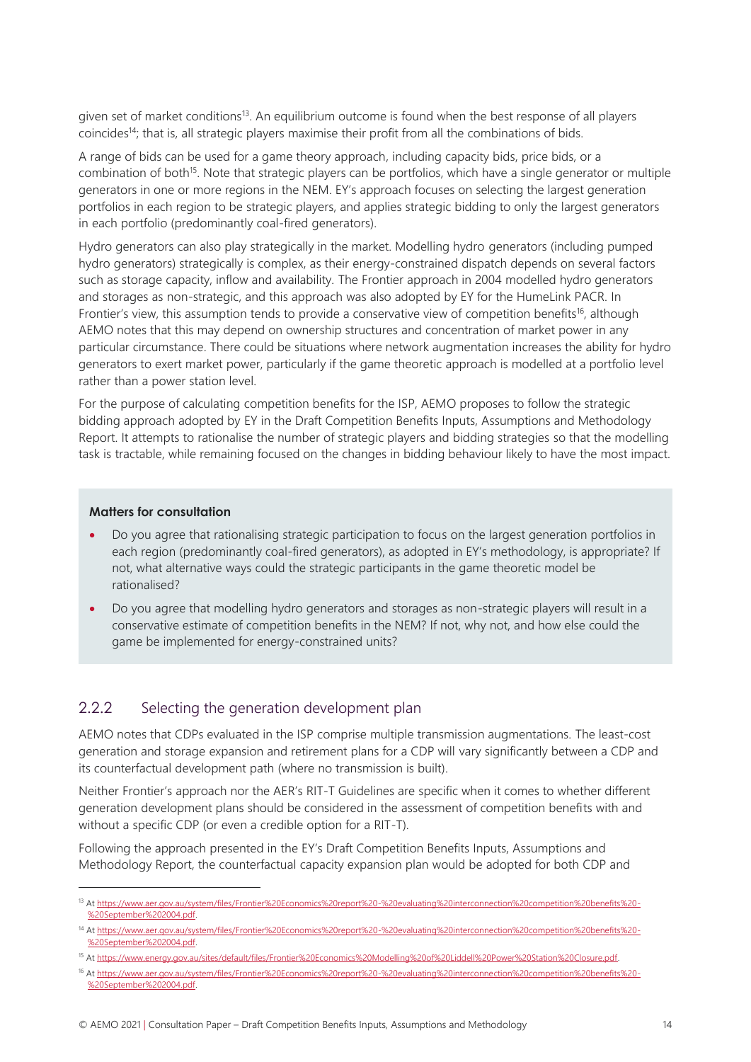given set of market conditions[13]. An equilibrium outcome is found when the best response of all players coincides[14]; that is, all strategic players maximise their profit from all the combinations of bids.

A range of bids can be used for a game theory approach, including capacity bids, price bids, or a combination of both[15]. Note that strategic players can be portfolios, which have a single generator or multiple generators in one or more regions in the NEM. EY's approach focuses on selecting the largest generation portfolios in each region to be strategic players, and applies strategic bidding to only the largest generators in each portfolio (predominantly coal-fired generators).

Hydro generators can also play strategically in the market. Modelling hydro generators (including pumped hydro generators) strategically is complex, as their energy-constrained dispatch depends on several factors such as storage capacity, inflow and availability. The Frontier approach in 2004 modelled hydro generators and storages as non-strategic, and this approach was also adopted by EY for the HumeLink PACR. In Frontier's view, this assumption tends to provide a conservative view of competition benefits[16], although AEMO notes that this may depend on ownership structures and concentration of market power in any particular circumstance. There could be situations where network augmentation increases the ability for hydro generators to exert market power, particularly if the game theoretic approach is modelled at a portfolio level rather than a power station level.

For the purpose of calculating competition benefits for the ISP, AEMO proposes to follow the strategic bidding approach adopted by EY in the Draft Competition Benefits Inputs, Assumptions and Methodology Report. It attempts to rationalise the number of strategic players and bidding strategies so that the modelling task is tractable, while remaining focused on the changes in bidding behaviour likely to have the most impact.

**Matters for consultation**

- Do you agree that rationalising strategic participation to focus on the largest generation portfolios in each region (predominantly coal-fired generators), as adopted in EY's methodology, is appropriate? If not, what alternative ways could the strategic participants in the game theoretic model be rationalised?
- Do you agree that modelling hydro generators and storages as non-strategic players will result in a conservative estimate of competition benefits in the NEM? If not, why not, and how else could the game be implemented for energy-constrained units?

## 2.2.2 Selecting the generation development plan

AEMO notes that CDPs evaluated in the ISP comprise multiple transmission augmentations. The least-cost generation and storage expansion and retirement plans for a CDP will vary significantly between a CDP and its counterfactual development path (where no transmission is built).

Neither Frontier's approach nor the AER's RIT-T Guidelines are specific when it comes to whether different generation development plans should be considered in the assessment of competition benefits with and without a specific CDP (or even a credible option for a RIT-T).

Following the approach presented in the EY's Draft Competition Benefits Inputs, Assumptions and Methodology Report, the counterfactual capacity expansion plan would be adopted for both CDP and

---

[13] At https://www.aer.gov.au/system/files/Frontier%20Economics%20report%20-%20evaluating%20interconnection%20competition%20benefits%20-%20September%202004.pdf.

[14] At https://www.aer.gov.au/system/files/Frontier%20Economics%20report%20-%20evaluating%20interconnection%20competition%20benefits%20-%20September%202004.pdf.

[15] At https://www.energy.gov.au/sites/default/files/Frontier%20Economics%20Modelling%20of%20Liddell%20Power%20Station%20Closure.pdf.

[16] At https://www.aer.gov.au/system/files/Frontier%20Economics%20report%20-%20evaluating%20interconnection%20competition%20benefits%20-%20September%202004.pdf.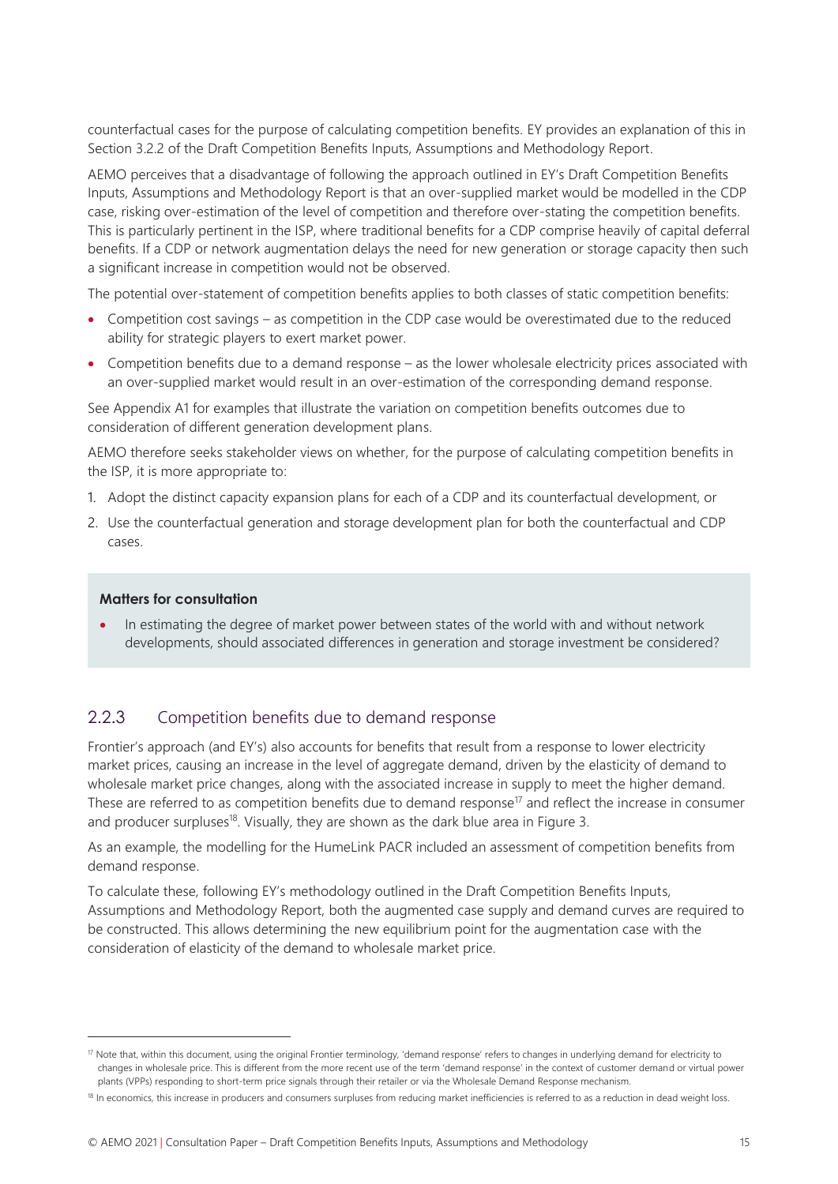counterfactual cases for the purpose of calculating competition benefits. EY provides an explanation of this in Section 3.2.2 of the Draft Competition Benefits Inputs, Assumptions and Methodology Report.

AEMO perceives that a disadvantage of following the approach outlined in EY's Draft Competition Benefits Inputs, Assumptions and Methodology Report is that an over-supplied market would be modelled in the CDP case, risking over-estimation of the level of competition and therefore over-stating the competition benefits. This is particularly pertinent in the ISP, where traditional benefits for a CDP comprise heavily of capital deferral benefits. If a CDP or network augmentation delays the need for new generation or storage capacity then such a significant increase in competition would not be observed.

The potential over-statement of competition benefits applies to both classes of static competition benefits:

- Competition cost savings – as competition in the CDP case would be overestimated due to the reduced ability for strategic players to exert market power.
- Competition benefits due to a demand response – as the lower wholesale electricity prices associated with an over-supplied market would result in an over-estimation of the corresponding demand response.

See Appendix A1 for examples that illustrate the variation on competition benefits outcomes due to consideration of different generation development plans.

AEMO therefore seeks stakeholder views on whether, for the purpose of calculating competition benefits in the ISP, it is more appropriate to:

1. Adopt the distinct capacity expansion plans for each of a CDP and its counterfactual development, or
2. Use the counterfactual generation and storage development plan for both the counterfactual and CDP cases.

**Matters for consultation**

- In estimating the degree of market power between states of the world with and without network developments, should associated differences in generation and storage investment be considered?

### 2.2.3 Competition benefits due to demand response

Frontier's approach (and EY's) also accounts for benefits that result from a response to lower electricity market prices, causing an increase in the level of aggregate demand, driven by the elasticity of demand to wholesale market price changes, along with the associated increase in supply to meet the higher demand. These are referred to as competition benefits due to demand response[17] and reflect the increase in consumer and producer surpluses[18]. Visually, they are shown as the dark blue area in Figure 3.

As an example, the modelling for the HumeLink PACR included an assessment of competition benefits from demand response.

To calculate these, following EY's methodology outlined in the Draft Competition Benefits Inputs, Assumptions and Methodology Report, both the augmented case supply and demand curves are required to be constructed. This allows determining the new equilibrium point for the augmentation case with the consideration of elasticity of the demand to wholesale market price.

[17] Note that, within this document, using the original Frontier terminology, 'demand response' refers to changes in underlying demand for electricity to changes in wholesale price. This is different from the more recent use of the term 'demand response' in the context of customer demand or virtual power plants (VPPs) responding to short-term price signals through their retailer or via the Wholesale Demand Response mechanism.

[18] In economics, this increase in producers and consumers surpluses from reducing market inefficiencies is referred to as a reduction in dead weight loss.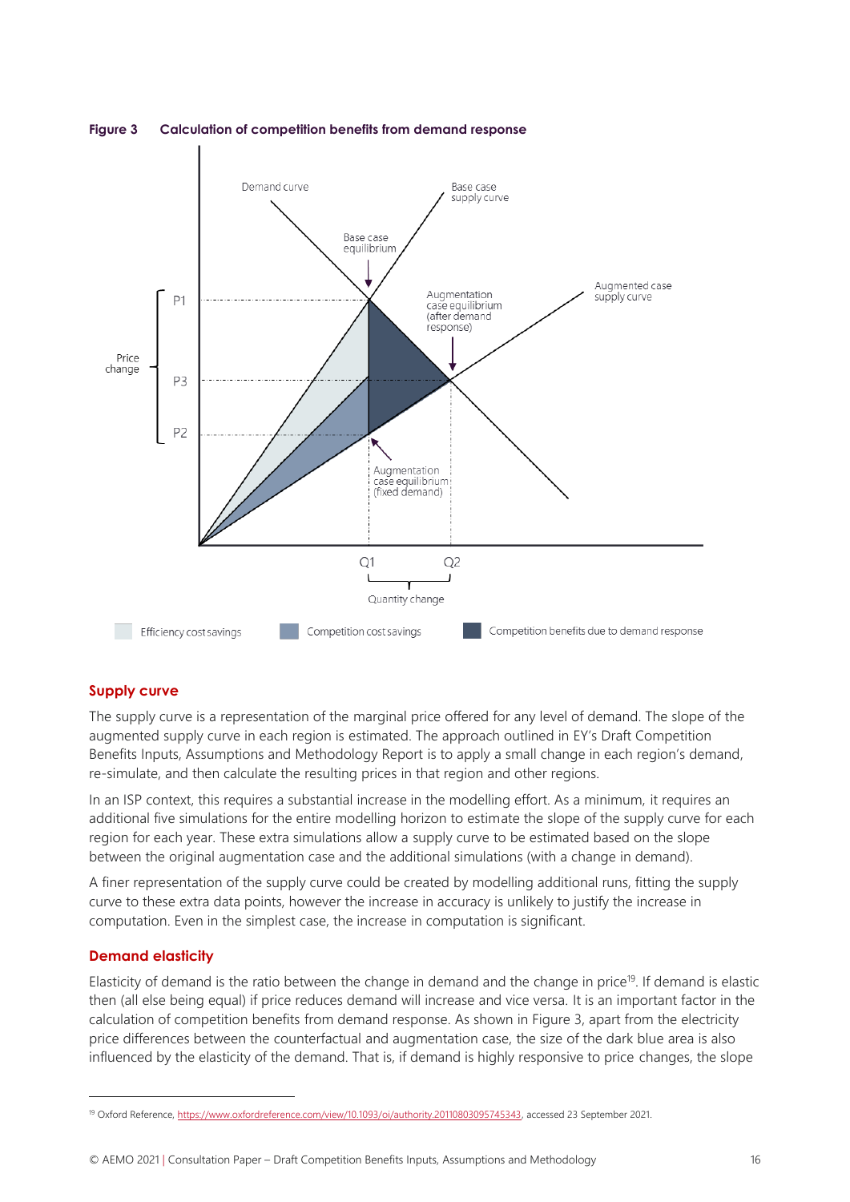**Figure 3 Calculation of competition benefits from demand response**

## Supply curve

The supply curve is a representation of the marginal price offered for any level of demand. The slope of the augmented supply curve in each region is estimated. The approach outlined in EY's Draft Competition Benefits Inputs, Assumptions and Methodology Report is to apply a small change in each region's demand, re-simulate, and then calculate the resulting prices in that region and other regions.

In an ISP context, this requires a substantial increase in the modelling effort. As a minimum, it requires an additional five simulations for the entire modelling horizon to estimate the slope of the supply curve for each region for each year. These extra simulations allow a supply curve to be estimated based on the slope between the original augmentation case and the additional simulations (with a change in demand).

A finer representation of the supply curve could be created by modelling additional runs, fitting the supply curve to these extra data points, however the increase in accuracy is unlikely to justify the increase in computation. Even in the simplest case, the increase in computation is significant.

## Demand elasticity

Elasticity of demand is the ratio between the change in demand and the change in price[19]. If demand is elastic then (all else being equal) if price reduces demand will increase and vice versa. It is an important factor in the calculation of competition benefits from demand response. As shown in Figure 3, apart from the electricity price differences between the counterfactual and augmentation case, the size of the dark blue area is also influenced by the elasticity of the demand. That is, if demand is highly responsive to price changes, the slope

[19] Oxford Reference, https://www.oxfordreference.com/view/10.1093/oi/authority.20110803095745343, accessed 23 September 2021.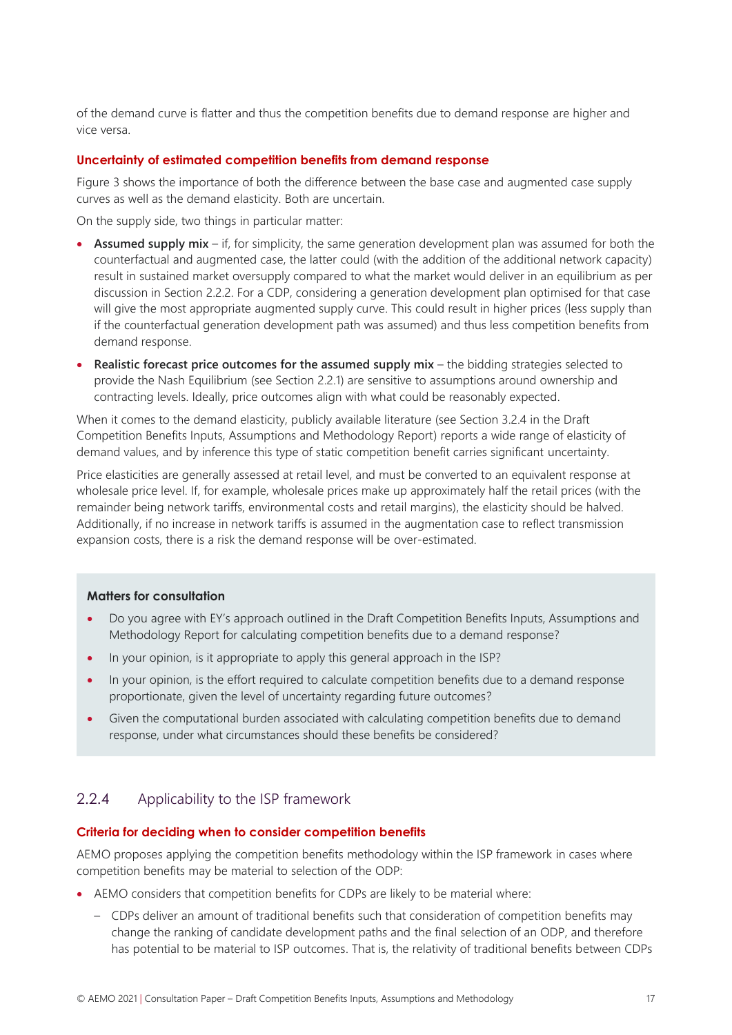of the demand curve is flatter and thus the competition benefits due to demand response are higher and vice versa.

#### Uncertainty of estimated competition benefits from demand response

Figure 3 shows the importance of both the difference between the base case and augmented case supply curves as well as the demand elasticity. Both are uncertain.

On the supply side, two things in particular matter:

- **Assumed supply mix** – if, for simplicity, the same generation development plan was assumed for both the counterfactual and augmented case, the latter could (with the addition of the additional network capacity) result in sustained market oversupply compared to what the market would deliver in an equilibrium as per discussion in Section 2.2.2. For a CDP, considering a generation development plan optimised for that case will give the most appropriate augmented supply curve. This could result in higher prices (less supply than if the counterfactual generation development path was assumed) and thus less competition benefits from demand response.
- **Realistic forecast price outcomes for the assumed supply mix** – the bidding strategies selected to provide the Nash Equilibrium (see Section 2.2.1) are sensitive to assumptions around ownership and contracting levels. Ideally, price outcomes align with what could be reasonably expected.

When it comes to the demand elasticity, publicly available literature (see Section 3.2.4 in the Draft Competition Benefits Inputs, Assumptions and Methodology Report) reports a wide range of elasticity of demand values, and by inference this type of static competition benefit carries significant uncertainty.

Price elasticities are generally assessed at retail level, and must be converted to an equivalent response at wholesale price level. If, for example, wholesale prices make up approximately half the retail prices (with the remainder being network tariffs, environmental costs and retail margins), the elasticity should be halved. Additionally, if no increase in network tariffs is assumed in the augmentation case to reflect transmission expansion costs, there is a risk the demand response will be over-estimated.

> **Matters for consultation**
>
> - Do you agree with EY's approach outlined in the Draft Competition Benefits Inputs, Assumptions and Methodology Report for calculating competition benefits due to a demand response?
> - In your opinion, is it appropriate to apply this general approach in the ISP?
> - In your opinion, is the effort required to calculate competition benefits due to a demand response proportionate, given the level of uncertainty regarding future outcomes?
> - Given the computational burden associated with calculating competition benefits due to demand response, under what circumstances should these benefits be considered?

### 2.2.4 Applicability to the ISP framework

#### Criteria for deciding when to consider competition benefits

AEMO proposes applying the competition benefits methodology within the ISP framework in cases where competition benefits may be material to selection of the ODP:

- AEMO considers that competition benefits for CDPs are likely to be material where:
  - CDPs deliver an amount of traditional benefits such that consideration of competition benefits may change the ranking of candidate development paths and the final selection of an ODP, and therefore has potential to be material to ISP outcomes. That is, the relativity of traditional benefits between CDPs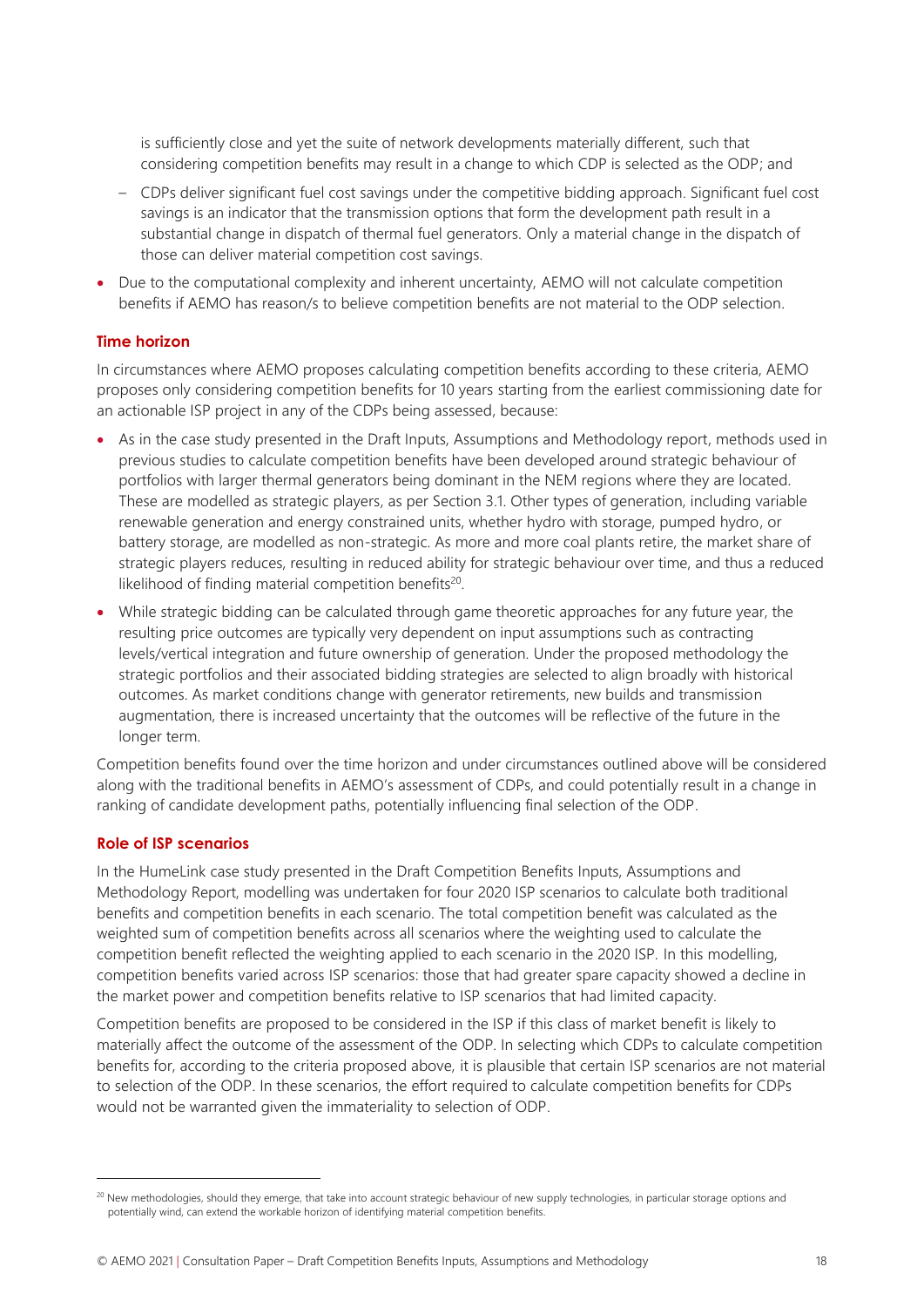is sufficiently close and yet the suite of network developments materially different, such that considering competition benefits may result in a change to which CDP is selected as the ODP; and

  - CDPs deliver significant fuel cost savings under the competitive bidding approach. Significant fuel cost savings is an indicator that the transmission options that form the development path result in a substantial change in dispatch of thermal fuel generators. Only a material change in the dispatch of those can deliver material competition cost savings.

- Due to the computational complexity and inherent uncertainty, AEMO will not calculate competition benefits if AEMO has reason/s to believe competition benefits are not material to the ODP selection.

### Time horizon

In circumstances where AEMO proposes calculating competition benefits according to these criteria, AEMO proposes only considering competition benefits for 10 years starting from the earliest commissioning date for an actionable ISP project in any of the CDPs being assessed, because:

- As in the case study presented in the Draft Inputs, Assumptions and Methodology report, methods used in previous studies to calculate competition benefits have been developed around strategic behaviour of portfolios with larger thermal generators being dominant in the NEM regions where they are located. These are modelled as strategic players, as per Section 3.1. Other types of generation, including variable renewable generation and energy constrained units, whether hydro with storage, pumped hydro, or battery storage, are modelled as non-strategic. As more and more coal plants retire, the market share of strategic players reduces, resulting in reduced ability for strategic behaviour over time, and thus a reduced likelihood of finding material competition benefits[20].
- While strategic bidding can be calculated through game theoretic approaches for any future year, the resulting price outcomes are typically very dependent on input assumptions such as contracting levels/vertical integration and future ownership of generation. Under the proposed methodology the strategic portfolios and their associated bidding strategies are selected to align broadly with historical outcomes. As market conditions change with generator retirements, new builds and transmission augmentation, there is increased uncertainty that the outcomes will be reflective of the future in the longer term.

Competition benefits found over the time horizon and under circumstances outlined above will be considered along with the traditional benefits in AEMO's assessment of CDPs, and could potentially result in a change in ranking of candidate development paths, potentially influencing final selection of the ODP.

### Role of ISP scenarios

In the HumeLink case study presented in the Draft Competition Benefits Inputs, Assumptions and Methodology Report, modelling was undertaken for four 2020 ISP scenarios to calculate both traditional benefits and competition benefits in each scenario. The total competition benefit was calculated as the weighted sum of competition benefits across all scenarios where the weighting used to calculate the competition benefit reflected the weighting applied to each scenario in the 2020 ISP. In this modelling, competition benefits varied across ISP scenarios: those that had greater spare capacity showed a decline in the market power and competition benefits relative to ISP scenarios that had limited capacity.

Competition benefits are proposed to be considered in the ISP if this class of market benefit is likely to materially affect the outcome of the assessment of the ODP. In selecting which CDPs to calculate competition benefits for, according to the criteria proposed above, it is plausible that certain ISP scenarios are not material to selection of the ODP. In these scenarios, the effort required to calculate competition benefits for CDPs would not be warranted given the immateriality to selection of ODP.

---

[20] New methodologies, should they emerge, that take into account strategic behaviour of new supply technologies, in particular storage options and potentially wind, can extend the workable horizon of identifying material competition benefits.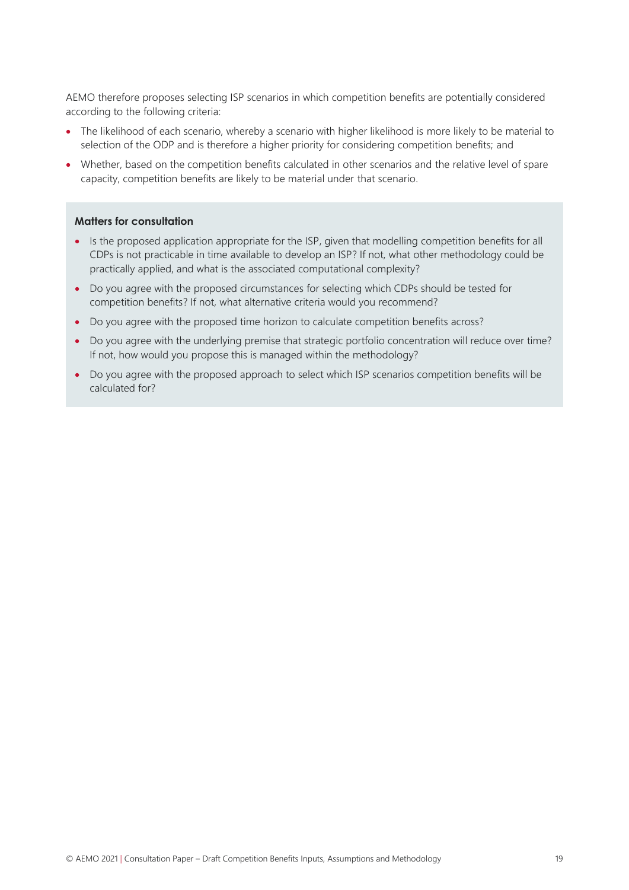AEMO therefore proposes selecting ISP scenarios in which competition benefits are potentially considered according to the following criteria:

- The likelihood of each scenario, whereby a scenario with higher likelihood is more likely to be material to selection of the ODP and is therefore a higher priority for considering competition benefits; and
- Whether, based on the competition benefits calculated in other scenarios and the relative level of spare capacity, competition benefits are likely to be material under that scenario.

**Matters for consultation**

- Is the proposed application appropriate for the ISP, given that modelling competition benefits for all CDPs is not practicable in time available to develop an ISP? If not, what other methodology could be practically applied, and what is the associated computational complexity?
- Do you agree with the proposed circumstances for selecting which CDPs should be tested for competition benefits? If not, what alternative criteria would you recommend?
- Do you agree with the proposed time horizon to calculate competition benefits across?
- Do you agree with the underlying premise that strategic portfolio concentration will reduce over time? If not, how would you propose this is managed within the methodology?
- Do you agree with the proposed approach to select which ISP scenarios competition benefits will be calculated for?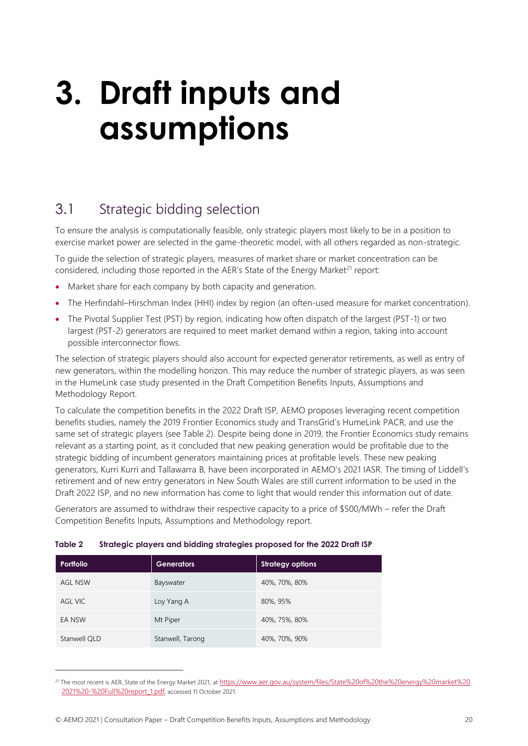# 3. Draft inputs and assumptions

## 3.1 Strategic bidding selection

To ensure the analysis is computationally feasible, only strategic players most likely to be in a position to exercise market power are selected in the game-theoretic model, with all others regarded as non-strategic.

To guide the selection of strategic players, measures of market share or market concentration can be considered, including those reported in the AER's State of the Energy Market[21] report:

- Market share for each company by both capacity and generation.
- The Herfindahl–Hirschman Index (HHI) index by region (an often-used measure for market concentration).
- The Pivotal Supplier Test (PST) by region, indicating how often dispatch of the largest (PST-1) or two largest (PST-2) generators are required to meet market demand within a region, taking into account possible interconnector flows.

The selection of strategic players should also account for expected generator retirements, as well as entry of new generators, within the modelling horizon. This may reduce the number of strategic players, as was seen in the HumeLink case study presented in the Draft Competition Benefits Inputs, Assumptions and Methodology Report.

To calculate the competition benefits in the 2022 Draft ISP, AEMO proposes leveraging recent competition benefits studies, namely the 2019 Frontier Economics study and TransGrid's HumeLink PACR, and use the same set of strategic players (see Table 2). Despite being done in 2019, the Frontier Economics study remains relevant as a starting point, as it concluded that new peaking generation would be profitable due to the strategic bidding of incumbent generators maintaining prices at profitable levels. These new peaking generators, Kurri Kurri and Tallawarra B, have been incorporated in AEMO's 2021 IASR. The timing of Liddell's retirement and of new entry generators in New South Wales are still current information to be used in the Draft 2022 ISP, and no new information has come to light that would render this information out of date.

Generators are assumed to withdraw their respective capacity to a price of $500/MWh – refer the Draft Competition Benefits Inputs, Assumptions and Methodology report.

**Table 2 Strategic players and bidding strategies proposed for the 2022 Draft ISP**

| Portfolio | Generators | Strategy options |
| --- | --- | --- |
| AGL NSW | Bayswater | 40%, 70%, 80% |
| AGL VIC | Loy Yang A | 80%, 95% |
| EA NSW | Mt Piper | 40%, 75%, 80% |
| Stanwell QLD | Stanwell, Tarong | 40%, 70%, 90% |

[21] The most recent is AER, State of the Energy Market 2021, at https://www.aer.gov.au/system/files/State%20of%20the%20energy%20market%202021%20-%20Full%20report_1.pdf, accessed 11 October 2021.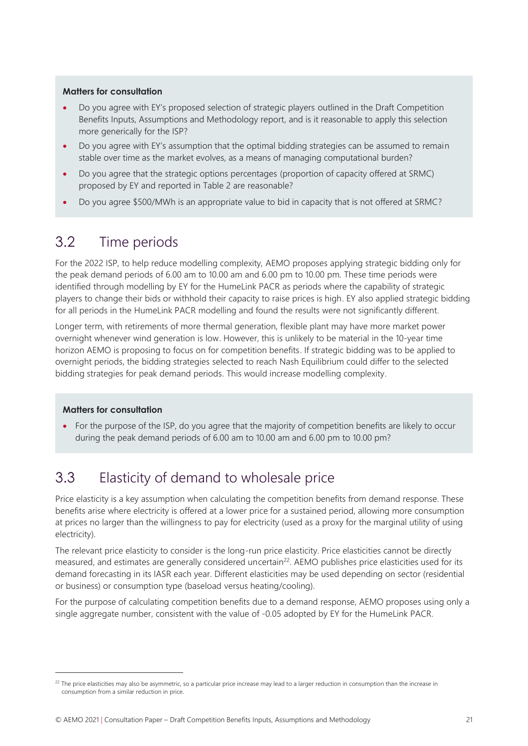**Matters for consultation**

- Do you agree with EY's proposed selection of strategic players outlined in the Draft Competition Benefits Inputs, Assumptions and Methodology report, and is it reasonable to apply this selection more generically for the ISP?
- Do you agree with EY's assumption that the optimal bidding strategies can be assumed to remain stable over time as the market evolves, as a means of managing computational burden?
- Do you agree that the strategic options percentages (proportion of capacity offered at SRMC) proposed by EY and reported in Table 2 are reasonable?
- Do you agree $500/MWh is an appropriate value to bid in capacity that is not offered at SRMC?

## 3.2 Time periods

For the 2022 ISP, to help reduce modelling complexity, AEMO proposes applying strategic bidding only for the peak demand periods of 6.00 am to 10.00 am and 6.00 pm to 10.00 pm. These time periods were identified through modelling by EY for the HumeLink PACR as periods where the capability of strategic players to change their bids or withhold their capacity to raise prices is high. EY also applied strategic bidding for all periods in the HumeLink PACR modelling and found the results were not significantly different.

Longer term, with retirements of more thermal generation, flexible plant may have more market power overnight whenever wind generation is low. However, this is unlikely to be material in the 10-year time horizon AEMO is proposing to focus on for competition benefits. If strategic bidding was to be applied to overnight periods, the bidding strategies selected to reach Nash Equilibrium could differ to the selected bidding strategies for peak demand periods. This would increase modelling complexity.

**Matters for consultation**

- For the purpose of the ISP, do you agree that the majority of competition benefits are likely to occur during the peak demand periods of 6.00 am to 10.00 am and 6.00 pm to 10.00 pm?

## 3.3 Elasticity of demand to wholesale price

Price elasticity is a key assumption when calculating the competition benefits from demand response. These benefits arise where electricity is offered at a lower price for a sustained period, allowing more consumption at prices no larger than the willingness to pay for electricity (used as a proxy for the marginal utility of using electricity).

The relevant price elasticity to consider is the long-run price elasticity. Price elasticities cannot be directly measured, and estimates are generally considered uncertain[22]. AEMO publishes price elasticities used for its demand forecasting in its IASR each year. Different elasticities may be used depending on sector (residential or business) or consumption type (baseload versus heating/cooling).

For the purpose of calculating competition benefits due to a demand response, AEMO proposes using only a single aggregate number, consistent with the value of -0.05 adopted by EY for the HumeLink PACR.

[22] The price elasticities may also be asymmetric, so a particular price increase may lead to a larger reduction in consumption than the increase in consumption from a similar reduction in price.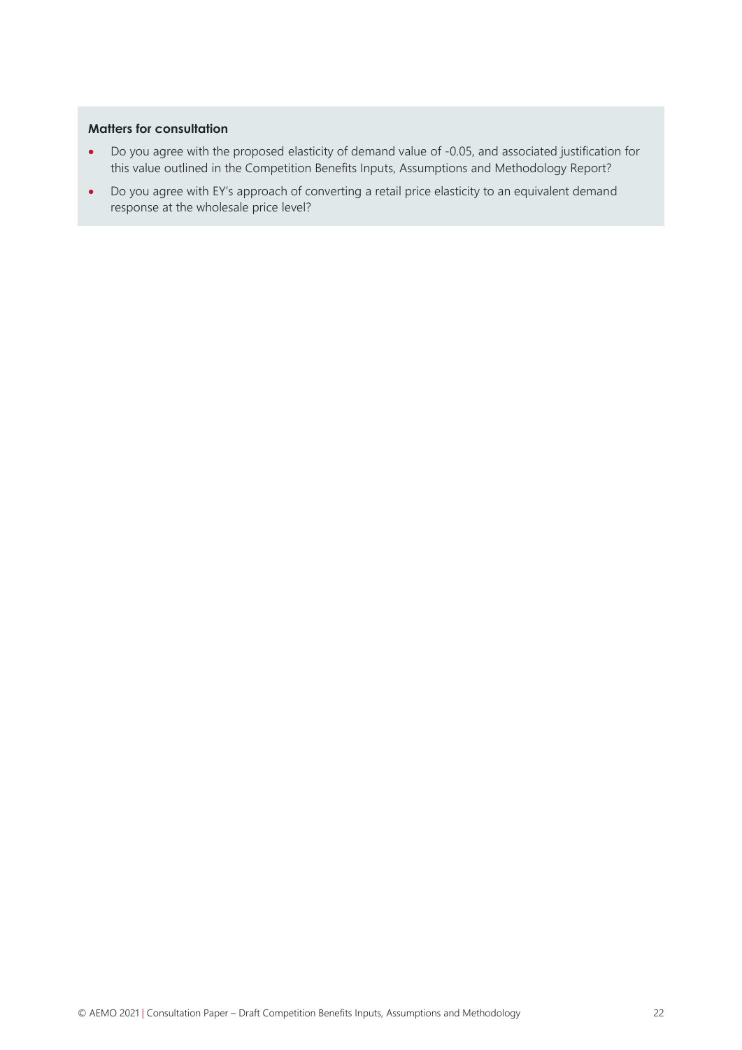**Matters for consultation**

- Do you agree with the proposed elasticity of demand value of -0.05, and associated justification for this value outlined in the Competition Benefits Inputs, Assumptions and Methodology Report?
- Do you agree with EY's approach of converting a retail price elasticity to an equivalent demand response at the wholesale price level?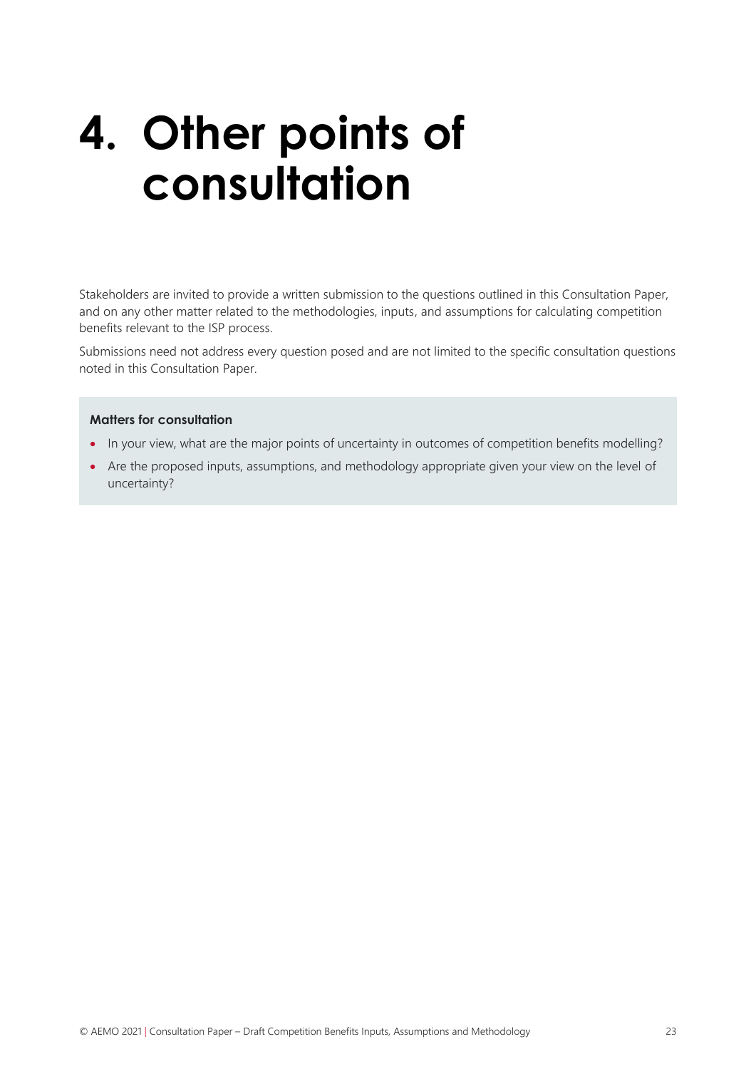# 4. Other points of consultation

Stakeholders are invited to provide a written submission to the questions outlined in this Consultation Paper, and on any other matter related to the methodologies, inputs, and assumptions for calculating competition benefits relevant to the ISP process.

Submissions need not address every question posed and are not limited to the specific consultation questions noted in this Consultation Paper.

**Matters for consultation**

- In your view, what are the major points of uncertainty in outcomes of competition benefits modelling?
- Are the proposed inputs, assumptions, and methodology appropriate given your view on the level of uncertainty?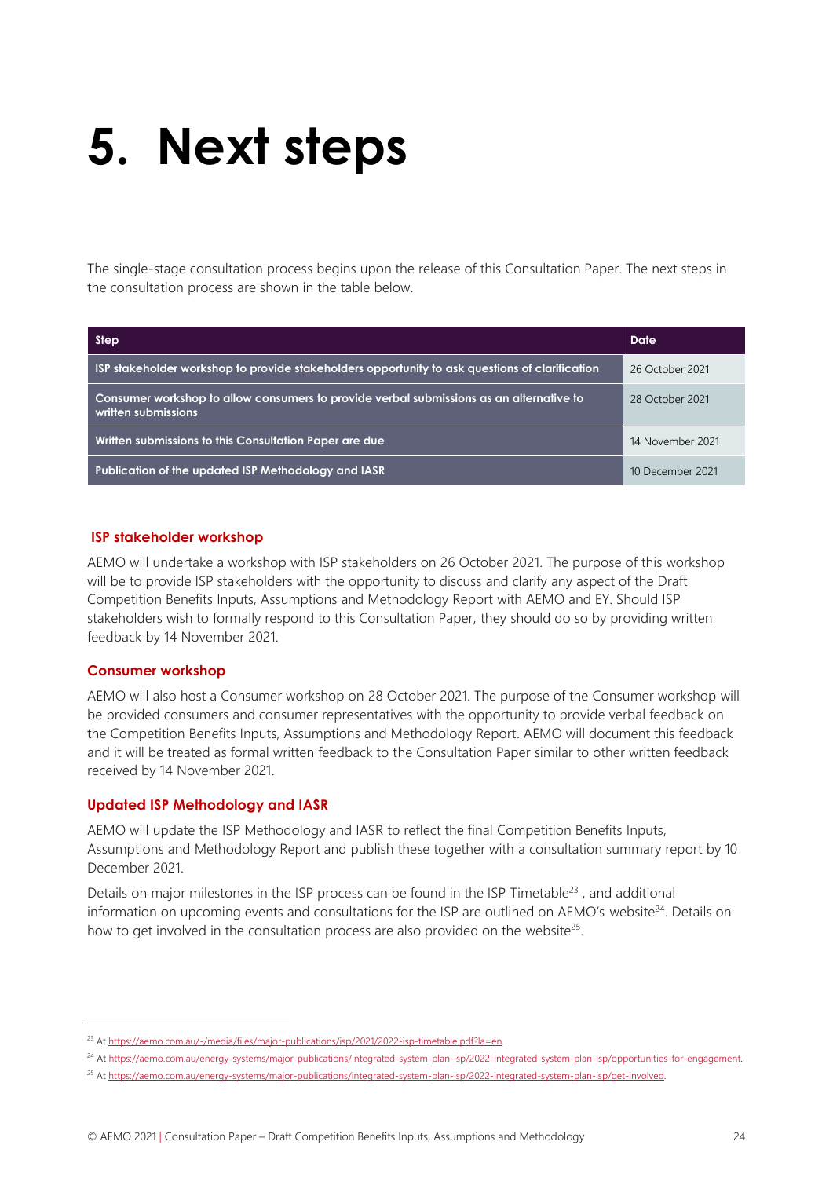# 5. Next steps

The single-stage consultation process begins upon the release of this Consultation Paper. The next steps in the consultation process are shown in the table below.

| Step | Date |
| --- | --- |
| **ISP stakeholder workshop to provide stakeholders opportunity to ask questions of clarification** | 26 October 2021 |
| **Consumer workshop to allow consumers to provide verbal submissions as an alternative to written submissions** | 28 October 2021 |
| **Written submissions to this Consultation Paper are due** | 14 November 2021 |
| **Publication of the updated ISP Methodology and IASR** | 10 December 2021 |

### ISP stakeholder workshop

AEMO will undertake a workshop with ISP stakeholders on 26 October 2021. The purpose of this workshop will be to provide ISP stakeholders with the opportunity to discuss and clarify any aspect of the Draft Competition Benefits Inputs, Assumptions and Methodology Report with AEMO and EY. Should ISP stakeholders wish to formally respond to this Consultation Paper, they should do so by providing written feedback by 14 November 2021.

### Consumer workshop

AEMO will also host a Consumer workshop on 28 October 2021. The purpose of the Consumer workshop will be provided consumers and consumer representatives with the opportunity to provide verbal feedback on the Competition Benefits Inputs, Assumptions and Methodology Report. AEMO will document this feedback and it will be treated as formal written feedback to the Consultation Paper similar to other written feedback received by 14 November 2021.

### Updated ISP Methodology and IASR

AEMO will update the ISP Methodology and IASR to reflect the final Competition Benefits Inputs, Assumptions and Methodology Report and publish these together with a consultation summary report by 10 December 2021.

Details on major milestones in the ISP process can be found in the ISP Timetable[23] , and additional information on upcoming events and consultations for the ISP are outlined on AEMO's website[24]. Details on how to get involved in the consultation process are also provided on the website[25].

---

[23] At https://aemo.com.au/-/media/files/major-publications/isp/2021/2022-isp-timetable.pdf?la=en.

[24] At https://aemo.com.au/energy-systems/major-publications/integrated-system-plan-isp/2022-integrated-system-plan-isp/opportunities-for-engagement.

[25] At https://aemo.com.au/energy-systems/major-publications/integrated-system-plan-isp/2022-integrated-system-plan-isp/get-involved.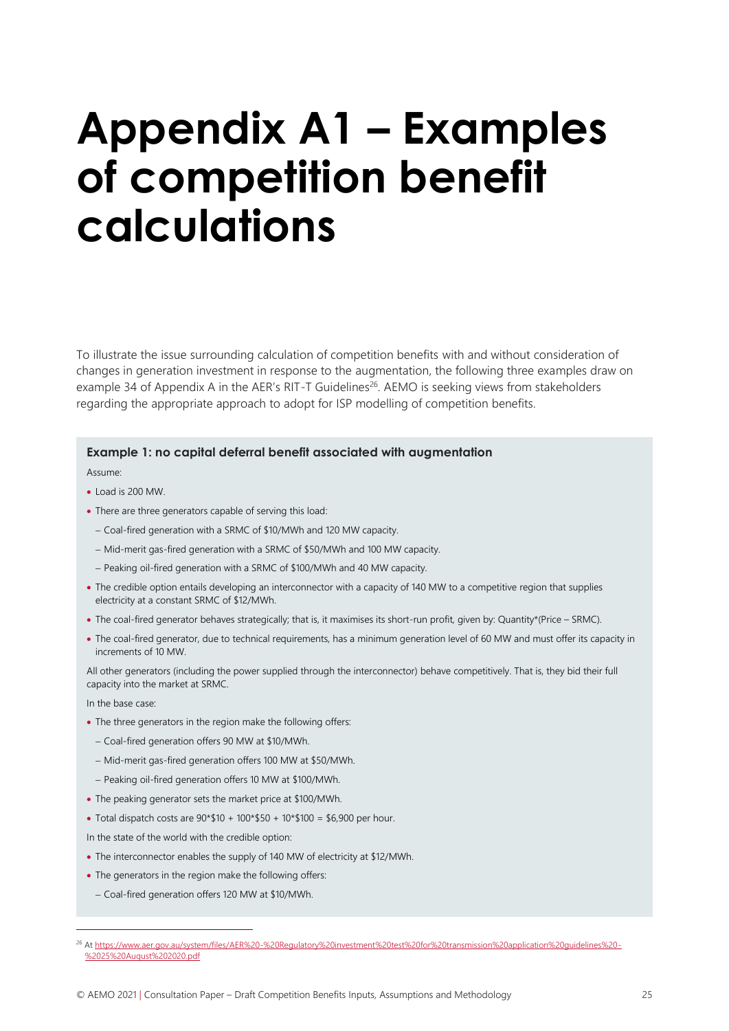# Appendix A1 – Examples of competition benefit calculations

To illustrate the issue surrounding calculation of competition benefits with and without consideration of changes in generation investment in response to the augmentation, the following three examples draw on example 34 of Appendix A in the AER's RIT-T Guidelines[26]. AEMO is seeking views from stakeholders regarding the appropriate approach to adopt for ISP modelling of competition benefits.

**Example 1: no capital deferral benefit associated with augmentation**

Assume:

- Load is 200 MW.
- There are three generators capable of serving this load:
  - Coal-fired generation with a SRMC of $10/MWh and 120 MW capacity.
  - Mid-merit gas-fired generation with a SRMC of $50/MWh and 100 MW capacity.
  - Peaking oil-fired generation with a SRMC of $100/MWh and 40 MW capacity.
- The credible option entails developing an interconnector with a capacity of 140 MW to a competitive region that supplies electricity at a constant SRMC of $12/MWh.
- The coal-fired generator behaves strategically; that is, it maximises its short-run profit, given by: Quantity*(Price – SRMC).
- The coal-fired generator, due to technical requirements, has a minimum generation level of 60 MW and must offer its capacity in increments of 10 MW.

All other generators (including the power supplied through the interconnector) behave competitively. That is, they bid their full capacity into the market at SRMC.

In the base case:

- The three generators in the region make the following offers:
  - Coal-fired generation offers 90 MW at $10/MWh.
  - Mid-merit gas-fired generation offers 100 MW at $50/MWh.
  - Peaking oil-fired generation offers 10 MW at $100/MWh.
- The peaking generator sets the market price at $100/MWh.
- Total dispatch costs are 90*$10 + 100*$50 + 10*$100 = $6,900 per hour.

In the state of the world with the credible option:

- The interconnector enables the supply of 140 MW of electricity at $12/MWh.
- The generators in the region make the following offers:
  - Coal-fired generation offers 120 MW at $10/MWh.

[26] At https://www.aer.gov.au/system/files/AER%20-%20Regulatory%20investment%20test%20for%20transmission%20application%20guidelines%20-%2025%20August%202020.pdf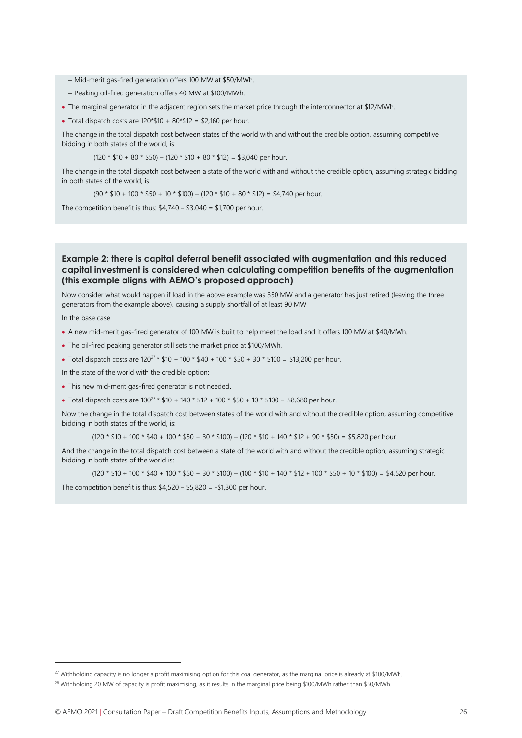- Mid-merit gas-fired generation offers 100 MW at $50/MWh.
- Peaking oil-fired generation offers 40 MW at $100/MWh.

- The marginal generator in the adjacent region sets the market price through the interconnector at $12/MWh.
- Total dispatch costs are 120*$10 + 80*$12 = $2,160 per hour.

The change in the total dispatch cost between states of the world with and without the credible option, assuming competitive bidding in both states of the world, is:

(120 * $10 + 80 * $50) – (120 * $10 + 80 * $12) = $3,040 per hour.

The change in the total dispatch cost between a state of the world with and without the credible option, assuming strategic bidding in both states of the world, is:

(90 * $10 + 100 * $50 + 10 * $100) – (120 * $10 + 80 * $12) = $4,740 per hour.

The competition benefit is thus: $4,740 – $3,040 = $1,700 per hour.

### Example 2: there is capital deferral benefit associated with augmentation and this reduced capital investment is considered when calculating competition benefits of the augmentation (this example aligns with AEMO's proposed approach)

Now consider what would happen if load in the above example was 350 MW and a generator has just retired (leaving the three generators from the example above), causing a supply shortfall of at least 90 MW.

In the base case:

- A new mid-merit gas-fired generator of 100 MW is built to help meet the load and it offers 100 MW at $40/MWh.
- The oil-fired peaking generator still sets the market price at $100/MWh.
- Total dispatch costs are 120[27] * $10 + 100 * $40 + 100 * $50 + 30 * $100 = $13,200 per hour.

In the state of the world with the credible option:

- This new mid-merit gas-fired generator is not needed.
- Total dispatch costs are 100[28] * $10 + 140 * $12 + 100 * $50 + 10 * $100 = $8,680 per hour.

Now the change in the total dispatch cost between states of the world with and without the credible option, assuming competitive bidding in both states of the world, is:

(120 * $10 + 100 * $40 + 100 * $50 + 30 * $100) – (120 * $10 + 140 * $12 + 90 * $50) = $5,820 per hour.

And the change in the total dispatch cost between a state of the world with and without the credible option, assuming strategic bidding in both states of the world is:

(120 * $10 + 100 * $40 + 100 * $50 + 30 * $100) – (100 * $10 + 140 * $12 + 100 * $50 + 10 * $100) = $4,520 per hour.

The competition benefit is thus: $4,520 – $5,820 = -$1,300 per hour.

---

[27] Withholding capacity is no longer a profit maximising option for this coal generator, as the marginal price is already at $100/MWh.

[28] Withholding 20 MW of capacity is profit maximising, as it results in the marginal price being $100/MWh rather than $50/MWh.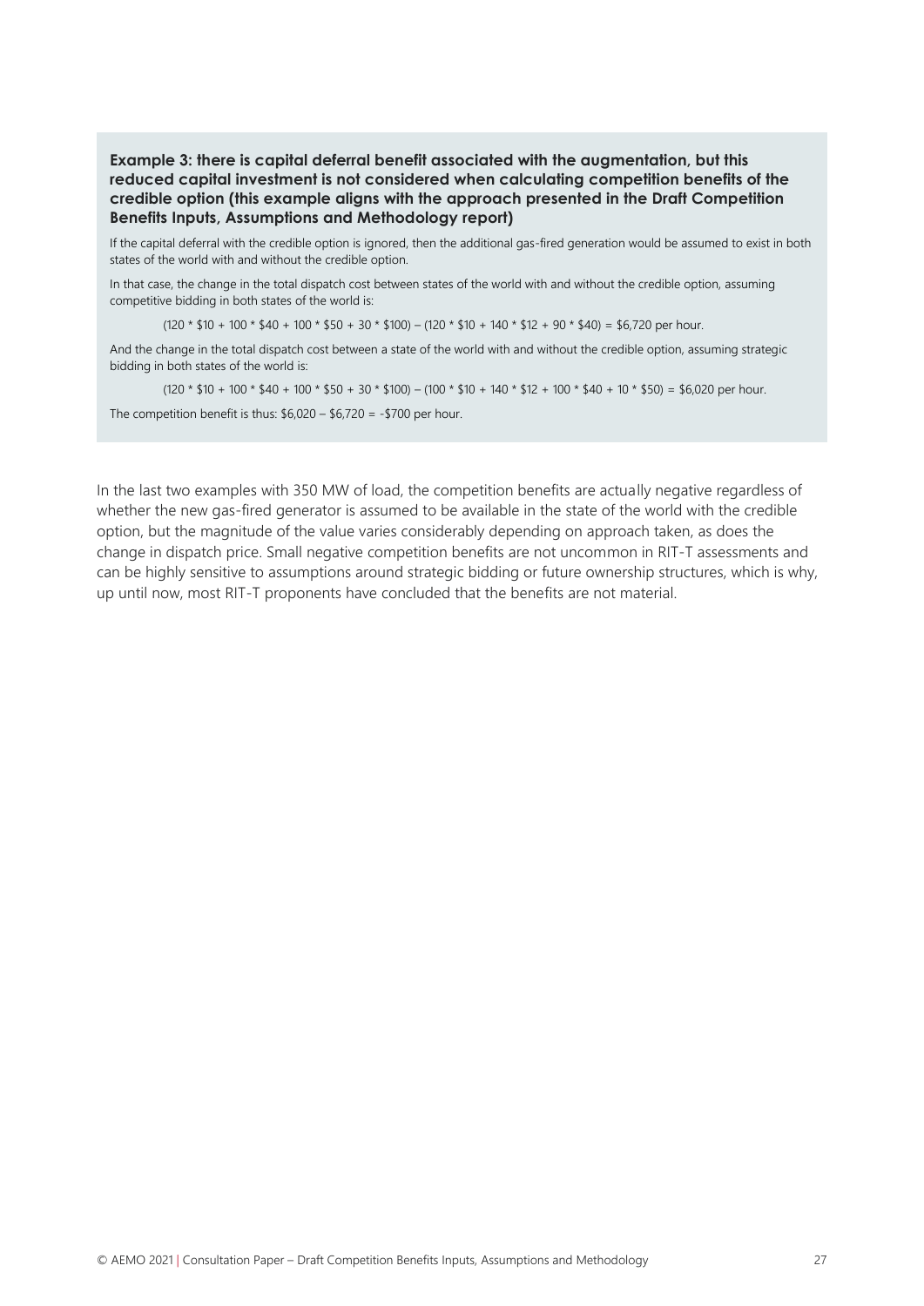**Example 3: there is capital deferral benefit associated with the augmentation, but this reduced capital investment is not considered when calculating competition benefits of the credible option (this example aligns with the approach presented in the Draft Competition Benefits Inputs, Assumptions and Methodology report)**

If the capital deferral with the credible option is ignored, then the additional gas-fired generation would be assumed to exist in both states of the world with and without the credible option.

In that case, the change in the total dispatch cost between states of the world with and without the credible option, assuming competitive bidding in both states of the world is:

(120 * $10 + 100 * $40 + 100 * $50 + 30 * $100) – (120 * $10 + 140 * $12 + 90 * $40) = $6,720 per hour.

And the change in the total dispatch cost between a state of the world with and without the credible option, assuming strategic bidding in both states of the world is:

(120 * $10 + 100 * $40 + 100 * $50 + 30 * $100) – (100 * $10 + 140 * $12 + 100 * $40 + 10 * $50) = $6,020 per hour.

The competition benefit is thus: $6,020 – $6,720 = -$700 per hour.

In the last two examples with 350 MW of load, the competition benefits are actually negative regardless of whether the new gas-fired generator is assumed to be available in the state of the world with the credible option, but the magnitude of the value varies considerably depending on approach taken, as does the change in dispatch price. Small negative competition benefits are not uncommon in RIT-T assessments and can be highly sensitive to assumptions around strategic bidding or future ownership structures, which is why, up until now, most RIT-T proponents have concluded that the benefits are not material.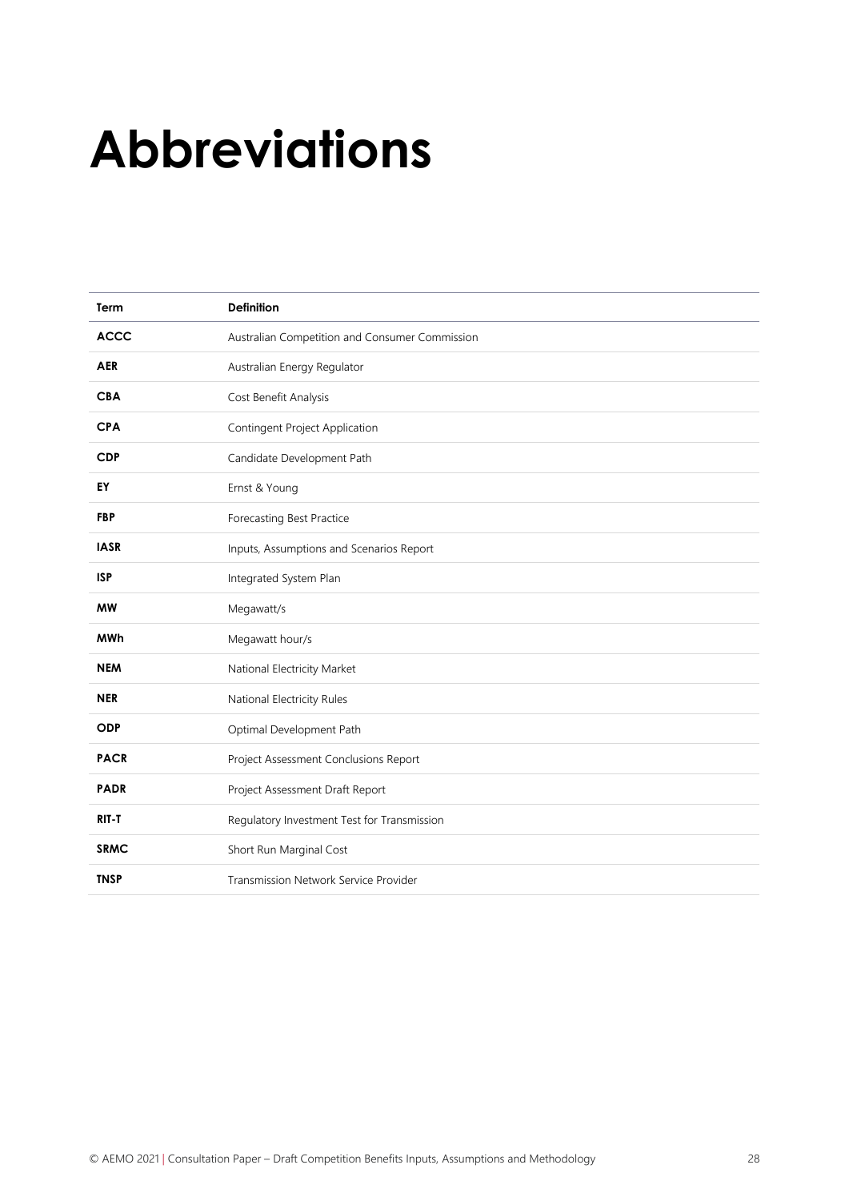# Abbreviations

| Term | Definition |
| --- | --- |
| **ACCC** | Australian Competition and Consumer Commission |
| **AER** | Australian Energy Regulator |
| **CBA** | Cost Benefit Analysis |
| **CPA** | Contingent Project Application |
| **CDP** | Candidate Development Path |
| **EY** | Ernst & Young |
| **FBP** | Forecasting Best Practice |
| **IASR** | Inputs, Assumptions and Scenarios Report |
| **ISP** | Integrated System Plan |
| **MW** | Megawatt/s |
| **MWh** | Megawatt hour/s |
| **NEM** | National Electricity Market |
| **NER** | National Electricity Rules |
| **ODP** | Optimal Development Path |
| **PACR** | Project Assessment Conclusions Report |
| **PADR** | Project Assessment Draft Report |
| **RIT-T** | Regulatory Investment Test for Transmission |
| **SRMC** | Short Run Marginal Cost |
| **TNSP** | Transmission Network Service Provider |